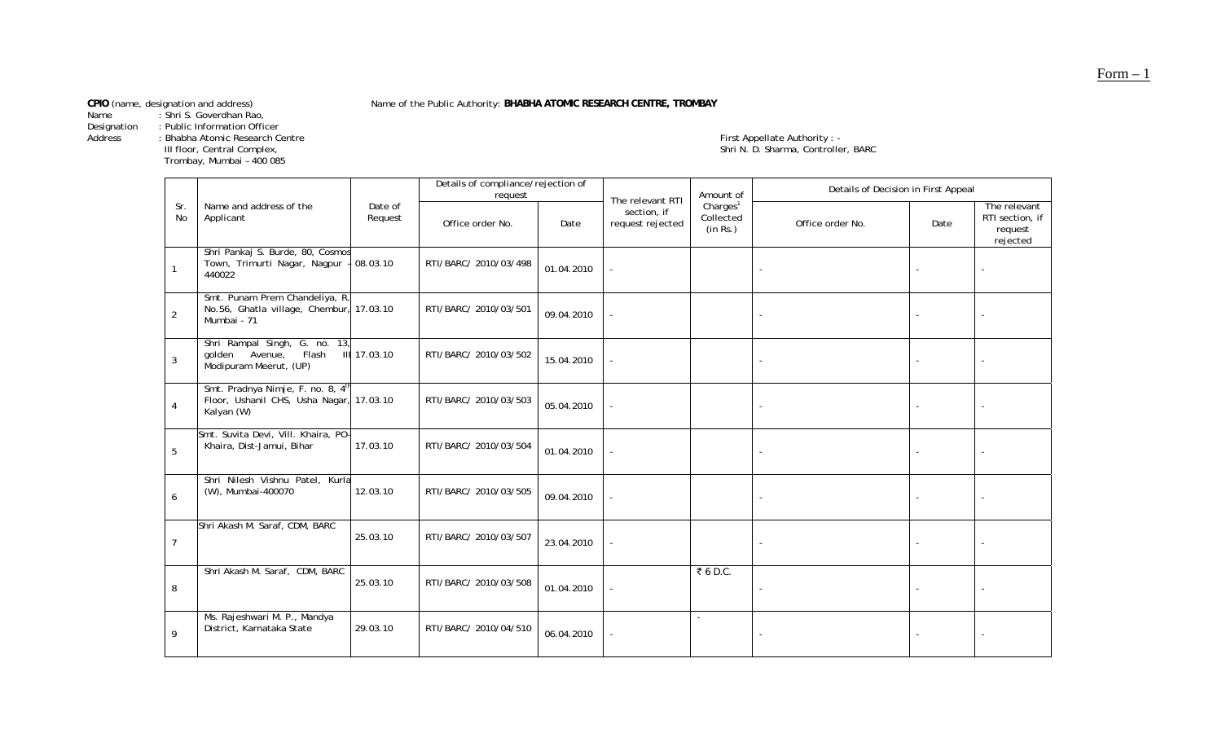Form – 1

**CPIO** (name, designation and address)

Name of the Public Authority: **BHABHA ATOMIC RESEARCH CENTRE, TROMBAY**

Name : Shri S. Goverdhan Rao,
Designation : Public Information Officer
Address : Bhabha Atomic Research Centre
III floor, Central Complex,
Trombay, Mumbai – 400 085

First Appellate Authority : -
Shri N. D. Sharma, Controller, BARC

| Sr. No | Name and address of the Applicant | Date of Request | Details of compliance/rejection of request | | The relevant RTI section, if request rejected | Amount of Charges[1] Collected (in Rs.) | Details of Decision in First Appeal | | |
|---|---|---|---|---|---|---|---|---|---|
| | | | Office order No. | Date | | | Office order No. | Date | The relevant RTI section, if request rejected |
| 1 | Shri Pankaj S. Burde, 80, Cosmos Town, Trimurti Nagar, Nagpur - 440022 | 08.03.10 | RTI/BARC/ 2010/03/498 | 01.04.2010 | - | | - | - | - |
| 2 | Smt. Punam Prem Chandeliya, R. No.56, Ghatla village, Chembur, Mumbai - 71 | 17.03.10 | RTI/BARC/ 2010/03/501 | 09.04.2010 | - | | - | - | - |
| 3 | Shri Rampal Singh, G. no. 13, golden Avenue, Flash III Modipuram Meerut, (UP) | 17.03.10 | RTI/BARC/ 2010/03/502 | 15.04.2010 | - | | - | - | - |
| 4 | Smt. Pradnya Nimje, F. no. 8, 4th Floor, Ushanil CHS, Usha Nagar, Kalyan (W) | 17.03.10 | RTI/BARC/ 2010/03/503 | 05.04.2010 | - | | - | - | - |
| 5 | Smt. Suvita Devi, Vill. Khaira, PO-Khaira, Dist-Jamui, Bihar | 17.03.10 | RTI/BARC/ 2010/03/504 | 01.04.2010 | - | | - | - | - |
| 6 | Shri Nilesh Vishnu Patel, Kurla (W), Mumbai-400070 | 12.03.10 | RTI/BARC/ 2010/03/505 | 09.04.2010 | - | | - | - | - |
| 7 | Shri Akash M. Saraf, CDM, BARC | 25.03.10 | RTI/BARC/ 2010/03/507 | 23.04.2010 | - | | - | - | - |
| 8 | Shri Akash M. Saraf, CDM, BARC | 25.03.10 | RTI/BARC/ 2010/03/508 | 01.04.2010 | - | ₹ 6 D.C. | - | - | - |
| 9 | Ms. Rajeshwari M. P., Mandya District, Karnataka State | 29.03.10 | RTI/BARC/ 2010/04/510 | 06.04.2010 | - | - | - | - | - |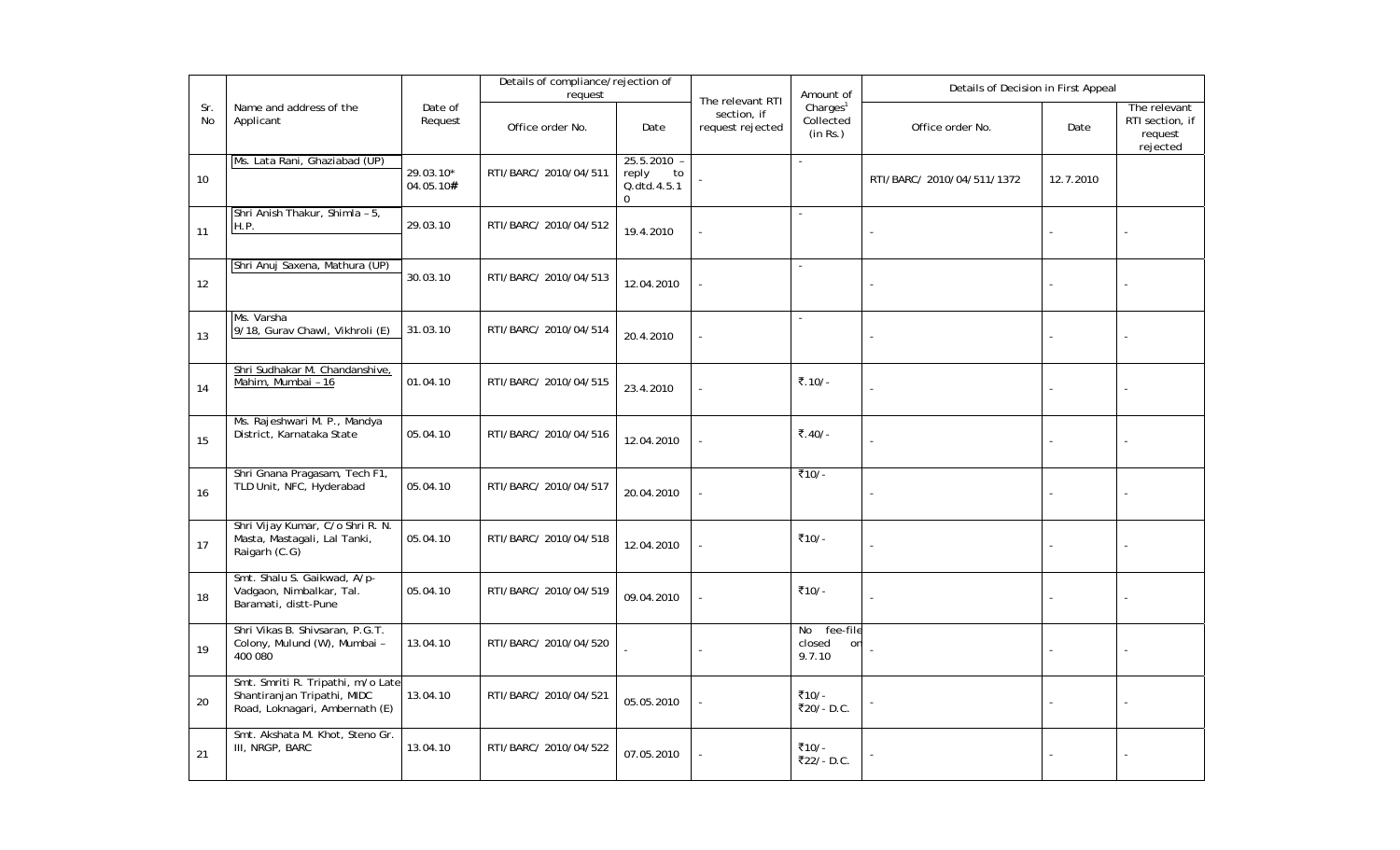| Sr. No | Name and address of the Applicant | Date of Request | Details of compliance/rejection of request | | The relevant RTI section, if request rejected | Amount of Charges[1] Collected (in Rs.) | Details of Decision in First Appeal | | |
|---|---|---|---|---|---|---|---|---|---|
| | | | Office order No. | Date | | | Office order No. | Date | The relevant RTI section, if request rejected |
| 10 | Ms. Lata Rani, Ghaziabad (UP) | 29.03.10* 04.05.10# | RTI/BARC/ 2010/04/511 | 25.5.2010 – reply to Q.dtd.4.5.10 | - | - | RTI/BARC/ 2010/04/511/1372 | 12.7.2010 | |
| 11 | Shri Anish Thakur, Shimla – 5, H.P. | 29.03.10 | RTI/BARC/ 2010/04/512 | 19.4.2010 | - | - | - | - | - |
| 12 | Shri Anuj Saxena, Mathura (UP) | 30.03.10 | RTI/BARC/ 2010/04/513 | 12.04.2010 | - | - | - | - | - |
| 13 | Ms. Varsha 9/18, Gurav Chawl, Vikhroli (E) | 31.03.10 | RTI/BARC/ 2010/04/514 | 20.4.2010 | - | - | - | - | - |
| 14 | Shri Sudhakar M. Chandanshive, Mahim, Mumbai – 16 | 01.04.10 | RTI/BARC/ 2010/04/515 | 23.4.2010 | - | ₹.10/- | - | - | - |
| 15 | Ms. Rajeshwari M. P., Mandya District, Karnataka State | 05.04.10 | RTI/BARC/ 2010/04/516 | 12.04.2010 | - | ₹.40/- | - | - | - |
| 16 | Shri Gnana Pragasam, Tech F1, TLD Unit, NFC, Hyderabad | 05.04.10 | RTI/BARC/ 2010/04/517 | 20.04.2010 | - | ₹10/- | - | - | - |
| 17 | Shri Vijay Kumar, C/o Shri R. N. Masta, Mastagali, Lal Tanki, Raigarh (C.G) | 05.04.10 | RTI/BARC/ 2010/04/518 | 12.04.2010 | - | ₹10/- | - | - | - |
| 18 | Smt. Shalu S. Gaikwad, A/p-Vadgaon, Nimbalkar, Tal. Baramati, distt-Pune | 05.04.10 | RTI/BARC/ 2010/04/519 | 09.04.2010 | - | ₹10/- | - | - | - |
| 19 | Shri Vikas B. Shivsaran, P.G.T. Colony, Mulund (W), Mumbai – 400 080 | 13.04.10 | RTI/BARC/ 2010/04/520 | - | - | No fee-file closed on 9.7.10 | - | - | - |
| 20 | Smt. Smriti R. Tripathi, m/o Late Shantiranjan Tripathi, MIDC Road, Loknagari, Ambernath (E) | 13.04.10 | RTI/BARC/ 2010/04/521 | 05.05.2010 | - | ₹10/- ₹20/- D.C. | - | - | - |
| 21 | Smt. Akshata M. Khot, Steno Gr. III, NRGP, BARC | 13.04.10 | RTI/BARC/ 2010/04/522 | 07.05.2010 | - | ₹10/- ₹22/- D.C. | - | - | - |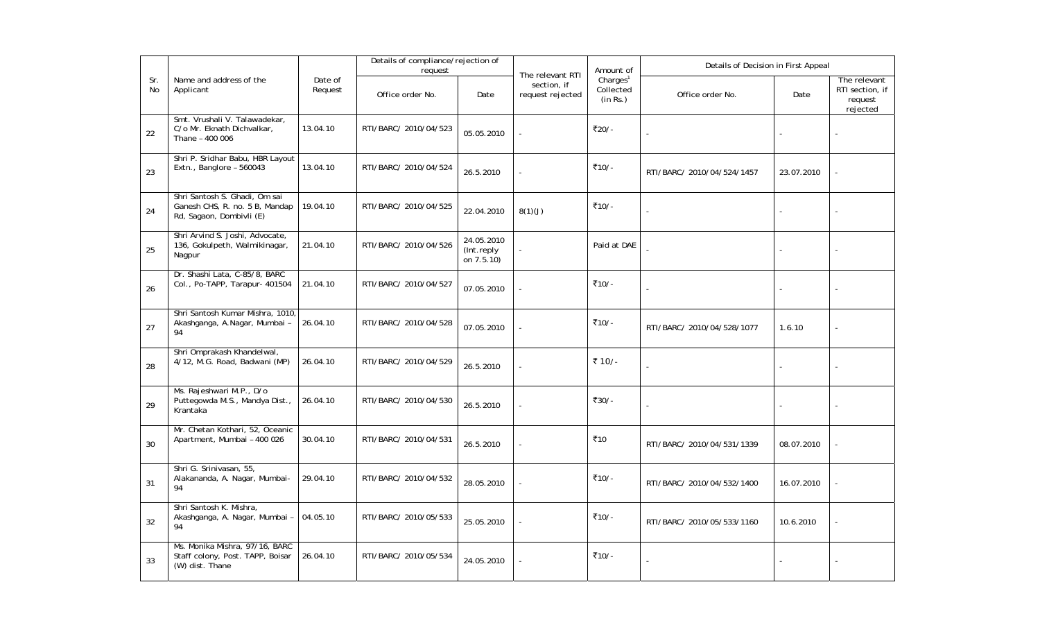| Sr. No | Name and address of the Applicant | Date of Request | Details of compliance/rejection of request | | The relevant RTI section, if request rejected | Amount of Charges[1] Collected (in Rs.) | Details of Decision in First Appeal | | |
|---|---|---|---|---|---|---|---|---|---|
| | | | Office order No. | Date | | | Office order No. | Date | The relevant RTI section, if request rejected |
| 22 | Smt. Vrushali V. Talawadekar, C/o Mr. Eknath Dichvalkar, Thane – 400 006 | 13.04.10 | RTI/BARC/ 2010/04/523 | 05.05.2010 | - | ₹20/- | - | - | - |
| 23 | Shri P. Sridhar Babu, HBR Layout Extn., Banglore – 560043 | 13.04.10 | RTI/BARC/ 2010/04/524 | 26.5.2010 | - | ₹10/- | RTI/BARC/ 2010/04/524/1457 | 23.07.2010 | - |
| 24 | Shri Santosh S. Ghadi, Om sai Ganesh CHS, R. no. 5 B, Mandap Rd, Sagaon, Dombivli (E) | 19.04.10 | RTI/BARC/ 2010/04/525 | 22.04.2010 | 8(1)(J) | ₹10/- | - | - | - |
| 25 | Shri Arvind S. Joshi, Advocate, 136, Gokulpeth, Walmikinagar, Nagpur | 21.04.10 | RTI/BARC/ 2010/04/526 | 24.05.2010 (Int.reply on 7.5.10) | - | Paid at DAE | - | - | - |
| 26 | Dr. Shashi Lata, C-85/8, BARC Col., Po-TAPP, Tarapur- 401504 | 21.04.10 | RTI/BARC/ 2010/04/527 | 07.05.2010 | - | ₹10/- | - | - | - |
| 27 | Shri Santosh Kumar Mishra, 1010, Akashganga, A.Nagar, Mumbai – 94 | 26.04.10 | RTI/BARC/ 2010/04/528 | 07.05.2010 | - | ₹10/- | RTI/BARC/ 2010/04/528/1077 | 1.6.10 | - |
| 28 | Shri Omprakash Khandelwal, 4/12, M.G. Road, Badwani (MP) | 26.04.10 | RTI/BARC/ 2010/04/529 | 26.5.2010 | - | ₹ 10/- | - | - | - |
| 29 | Ms. Rajeshwari M.P., D/o Puttegowda M.S., Mandya Dist., Krantaka | 26.04.10 | RTI/BARC/ 2010/04/530 | 26.5.2010 | - | ₹30/- | - | - | - |
| 30 | Mr. Chetan Kothari, 52, Oceanic Apartment, Mumbai – 400 026 | 30.04.10 | RTI/BARC/ 2010/04/531 | 26.5.2010 | - | ₹10 | RTI/BARC/ 2010/04/531/1339 | 08.07.2010 | - |
| 31 | Shri G. Srinivasan, 55, Alakananda, A. Nagar, Mumbai-94 | 29.04.10 | RTI/BARC/ 2010/04/532 | 28.05.2010 | - | ₹10/- | RTI/BARC/ 2010/04/532/1400 | 16.07.2010 | - |
| 32 | Shri Santosh K. Mishra, Akashganga, A. Nagar, Mumbai – 94 | 04.05.10 | RTI/BARC/ 2010/05/533 | 25.05.2010 | - | ₹10/- | RTI/BARC/ 2010/05/533/1160 | 10.6.2010 | - |
| 33 | Ms. Monika Mishra, 97/16, BARC Staff colony, Post. TAPP, Boisar (W) dist. Thane | 26.04.10 | RTI/BARC/ 2010/05/534 | 24.05.2010 | - | ₹10/- | - | - | - |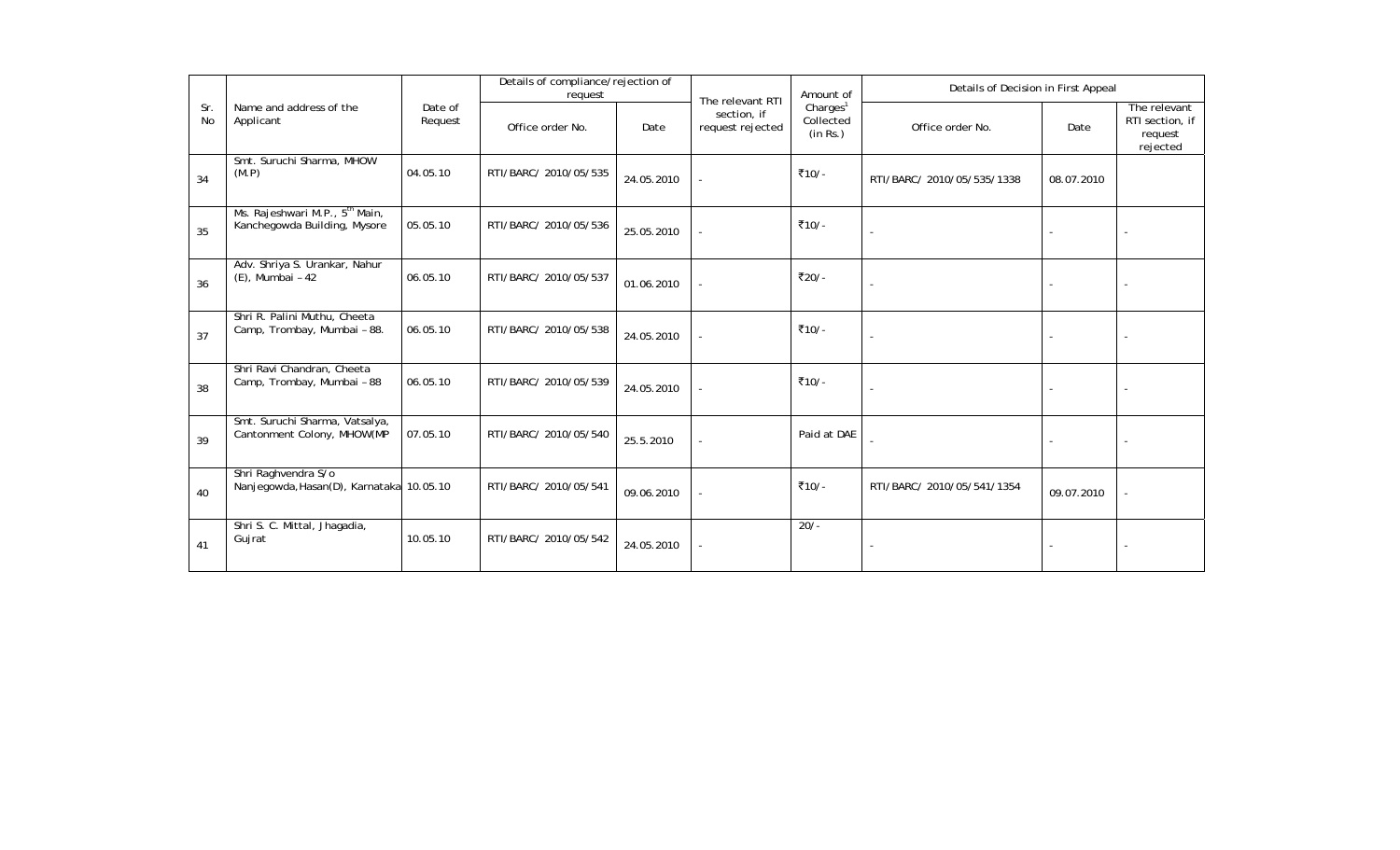| Sr. No | Name and address of the Applicant | Date of Request | Details of compliance/rejection of request | | The relevant RTI section, if request rejected | Amount of Charges[1] Collected (in Rs.) | Details of Decision in First Appeal | | |
|---|---|---|---|---|---|---|---|---|---|
| | | | Office order No. | Date | | | Office order No. | Date | The relevant RTI section, if request rejected |
| 34 | Smt. Suruchi Sharma, MHOW (M.P) | 04.05.10 | RTI/BARC/ 2010/05/535 | 24.05.2010 | - | ₹10/- | RTI/BARC/ 2010/05/535/1338 | 08.07.2010 | |
| 35 | Ms. Rajeshwari M.P., 5th Main, Kanchegowda Building, Mysore | 05.05.10 | RTI/BARC/ 2010/05/536 | 25.05.2010 | - | ₹10/- | - | - | - |
| 36 | Adv. Shriya S. Urankar, Nahur (E), Mumbai – 42 | 06.05.10 | RTI/BARC/ 2010/05/537 | 01.06.2010 | - | ₹20/- | - | - | - |
| 37 | Shri R. Palini Muthu, Cheeta Camp, Trombay, Mumbai – 88. | 06.05.10 | RTI/BARC/ 2010/05/538 | 24.05.2010 | - | ₹10/- | - | - | - |
| 38 | Shri Ravi Chandran, Cheeta Camp, Trombay, Mumbai – 88 | 06.05.10 | RTI/BARC/ 2010/05/539 | 24.05.2010 | - | ₹10/- | - | - | - |
| 39 | Smt. Suruchi Sharma, Vatsalya, Cantonment Colony, MHOW(MP | 07.05.10 | RTI/BARC/ 2010/05/540 | 25.5.2010 | - | Paid at DAE | - | - | - |
| 40 | Shri Raghvendra S/o Nanjegowda,Hasan(D), Karnataka | 10.05.10 | RTI/BARC/ 2010/05/541 | 09.06.2010 | - | ₹10/- | RTI/BARC/ 2010/05/541/1354 | 09.07.2010 | - |
| 41 | Shri S. C. Mittal, Jhagadia, Gujrat | 10.05.10 | RTI/BARC/ 2010/05/542 | 24.05.2010 | - | 20/- | - | - | - |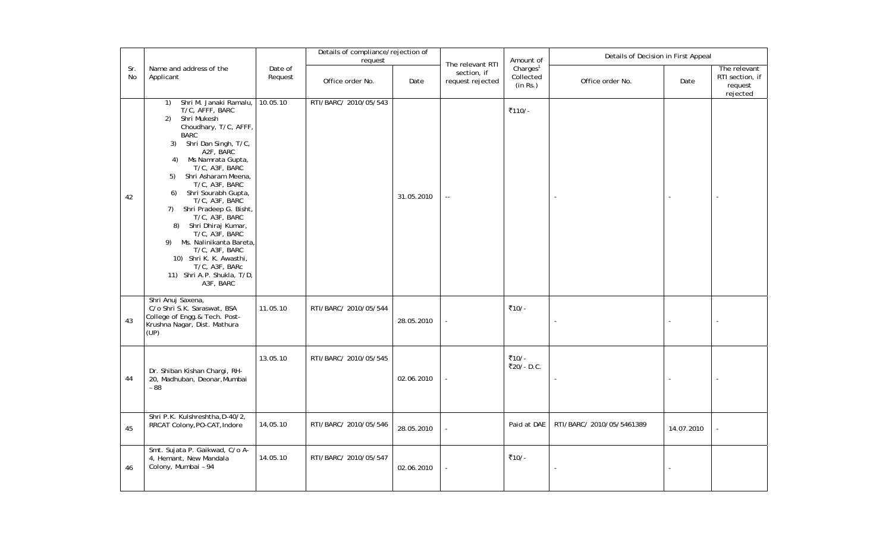| Sr. No | Name and address of the Applicant | Date of Request | Details of compliance/rejection of request | | The relevant RTI section, if request rejected | Amount of Charges[1] Collected (in Rs.) | Details of Decision in First Appeal | | |
|---|---|---|---|---|---|---|---|---|---|
| | | | Office order No. | Date | | | Office order No. | Date | The relevant RTI section, if request rejected |
| 42 | 1) Shri M. Janaki Ramalu, T/C, AFFF, BARC<br>2) Shri Mukesh Choudhary, T/C, AFFF, BARC<br>3) Shri Dan Singh, T/C, A2F, BARC<br>4) Ms Namrata Gupta, T/C, A3F, BARC<br>5) Shri Asharam Meena, T/C, A3F, BARC<br>6) Shri Sourabh Gupta, T/C, A3F, BARC<br>7) Shri Pradeep G. Bisht, T/C, A3F, BARC<br>8) Shri Dhiraj Kumar, T/C, A3F, BARC<br>9) Ms. Nalinikanta Bareta, T/C, A3F, BARC<br>10) Shri K. K. Awasthi, T/C, A3F, BARc<br>11) Shri A.P. Shukla, T/D, A3F, BARC | 10.05.10 | RTI/BARC/ 2010/05/543 | 31.05.2010 | -- | ₹110/- | - | - | - |
| 43 | Shri Anuj Saxena, C/o Shri S.K. Saraswat, BSA College of Engg.& Tech. Post-Krushna Nagar, Dist. Mathura (UP) | 11.05.10 | RTI/BARC/ 2010/05/544 | 28.05.2010 | - | ₹10/- | - | - | - |
| 44 | Dr. Shiban Kishan Chargi, RH-20, Madhuban, Deonar, Mumbai – 88 | 13.05.10 | RTI/BARC/ 2010/05/545 | 02.06.2010 | - | ₹10/-<br>₹20/- D.C. | - | - | - |
| 45 | Shri P.K. Kulshreshtha, D-40/2, RRCAT Colony, PO-CAT, Indore | 14,05.10 | RTI/BARC/ 2010/05/546 | 28.05.2010 | - | Paid at DAE | RTI/BARC/ 2010/05/5461389 | 14.07.2010 | - |
| 46 | Smt. Sujata P. Gaikwad, C/o A-4, Hemant, New Mandala Colony, Mumbai – 94 | 14.05.10 | RTI/BARC/ 2010/05/547 | 02.06.2010 | - | ₹10/- | - | - | |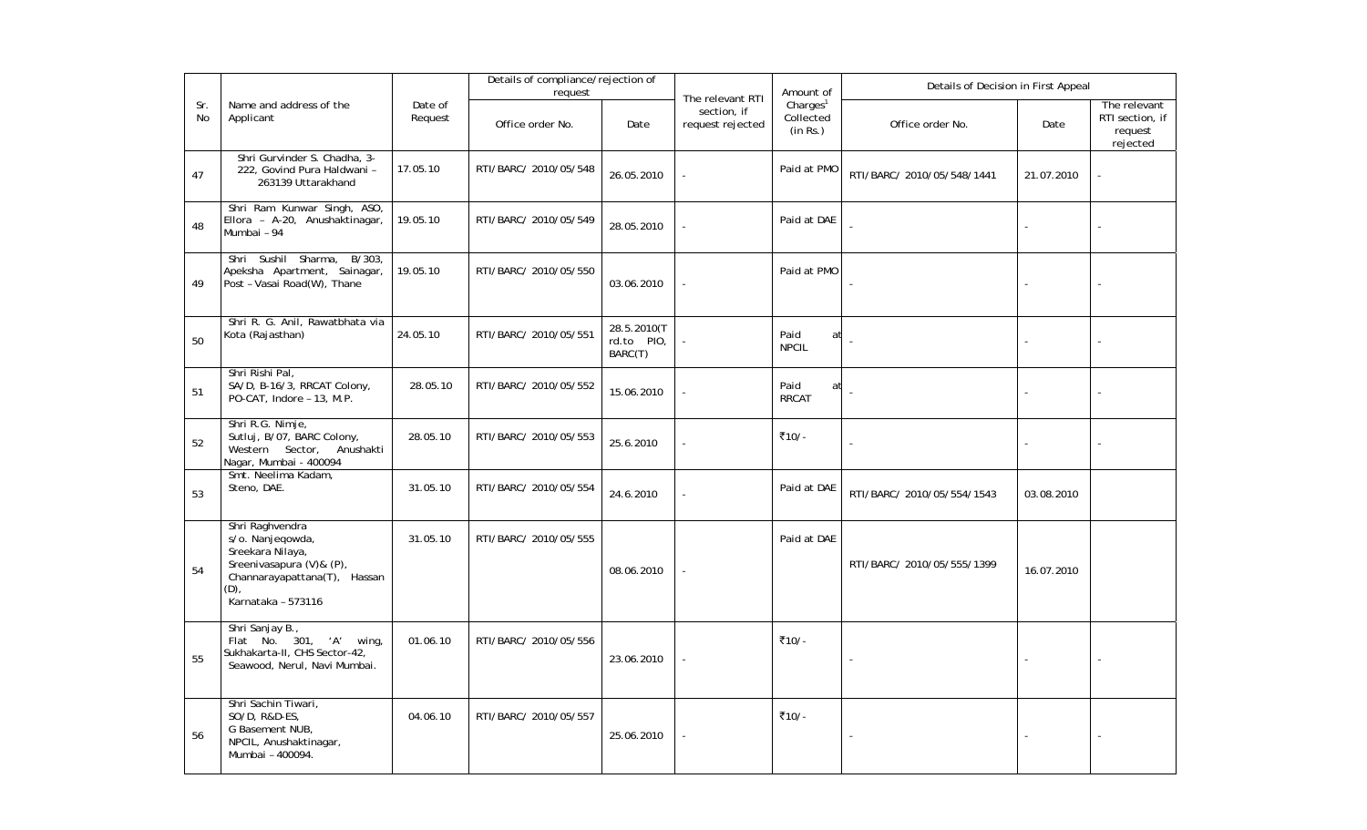| Sr. No | Name and address of the Applicant | Date of Request | Details of compliance/rejection of request | | The relevant RTI section, if request rejected | Amount of Charges[1] Collected (in Rs.) | Details of Decision in First Appeal | | |
|---|---|---|---|---|---|---|---|---|---|
| | | | Office order No. | Date | | | Office order No. | Date | The relevant RTI section, if request rejected |
| 47 | Shri Gurvinder S. Chadha, 3-222, Govind Pura Haldwani – 263139 Uttarakhand | 17.05.10 | RTI/BARC/ 2010/05/548 | 26.05.2010 | - | Paid at PMO | RTI/BARC/ 2010/05/548/1441 | 21.07.2010 | - |
| 48 | Shri Ram Kunwar Singh, ASO, Ellora – A-20, Anushaktinagar, Mumbai – 94 | 19.05.10 | RTI/BARC/ 2010/05/549 | 28.05.2010 | - | Paid at DAE | - | - | - |
| 49 | Shri Sushil Sharma, B/303, Apeksha Apartment, Sainagar, Post – Vasai Road(W), Thane | 19.05.10 | RTI/BARC/ 2010/05/550 | 03.06.2010 | - | Paid at PMO | - | - | - |
| 50 | Shri R. G. Anil, Rawatbhata via Kota (Rajasthan) | 24.05.10 | RTI/BARC/ 2010/05/551 | 28.5.2010(Trd.to PIO, BARC(T) | - | Paid at NPCIL | - | - | - |
| 51 | Shri Rishi Pal, SA/D, B-16/3, RRCAT Colony, PO-CAT, Indore – 13, M.P. | 28.05.10 | RTI/BARC/ 2010/05/552 | 15.06.2010 | - | Paid at RRCAT | - | - | - |
| 52 | Shri R.G. Nimje, Sutluj, B/07, BARC Colony, Western Sector, Anushakti Nagar, Mumbai - 400094 | 28.05.10 | RTI/BARC/ 2010/05/553 | 25.6.2010 | - | ₹10/- | - | - | - |
| 53 | Smt. Neelima Kadam, Steno, DAE. | 31.05.10 | RTI/BARC/ 2010/05/554 | 24.6.2010 | - | Paid at DAE | RTI/BARC/ 2010/05/554/1543 | 03.08.2010 | |
| 54 | Shri Raghvendra s/o. Nanjeqowda, Sreekara Nilaya, Sreenivasapura (V)& (P), Channarayapattana(T), Hassan (D), Karnataka – 573116 | 31.05.10 | RTI/BARC/ 2010/05/555 | 08.06.2010 | - | Paid at DAE | RTI/BARC/ 2010/05/555/1399 | 16.07.2010 | |
| 55 | Shri Sanjay B., Flat No. 301, 'A' wing, Sukhakarta-II, CHS Sector-42, Seawood, Nerul, Navi Mumbai. | 01.06.10 | RTI/BARC/ 2010/05/556 | 23.06.2010 | - | ₹10/- | - | - | - |
| 56 | Shri Sachin Tiwari, SO/D, R&D-ES, G Basement NUB, NPCIL, Anushaktinagar, Mumbai – 400094. | 04.06.10 | RTI/BARC/ 2010/05/557 | 25.06.2010 | - | ₹10/- | - | - | - |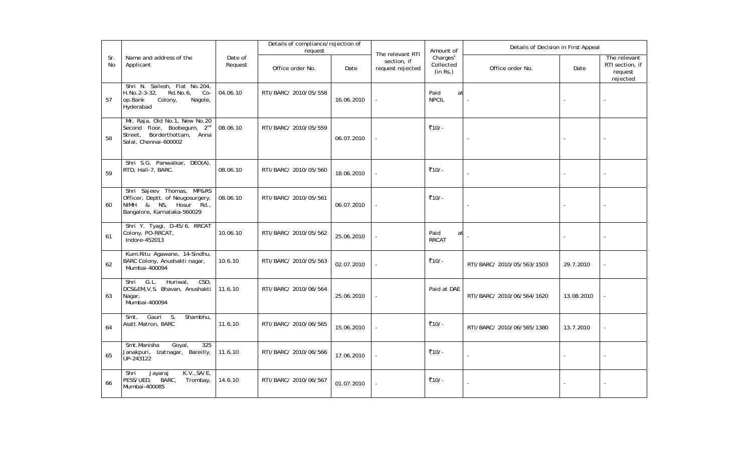| Sr. No | Name and address of the Applicant | Date of Request | Details of compliance/rejection of request | | The relevant RTI section, if request rejected | Amount of Charges[1] Collected (in Rs.) | Details of Decision in First Appeal | | |
|---|---|---|---|---|---|---|---|---|---|
| | | | Office order No. | Date | | | Office order No. | Date | The relevant RTI section, if request rejected |
| 57 | Shri N. Sailesh, Flat No.204, H.No.2-3-32, Rd.No.6, Co-op.Bank Colony, Nagole, Hyderabad | 04.06.10 | RTI/BARC/ 2010/05/558 | 16.06.2010 | - | Paid at NPCIL | - | - | - |
| 58 | Mr. Raja, Old No.1, New No.20 Second floor, Boobegum, 2nd Street, Borderthottam, Anna Salai, Chennai-600002 | 08.06.10 | RTI/BARC/ 2010/05/559 | 06.07.2010 | - | ₹10/- | - | - | - |
| 59 | Shri S.G. Panwalkar, DEO(A), RTD, Hall-7, BARC. | 08.06.10 | RTI/BARC/ 2010/05/560 | 18.06.2010 | - | ₹10/- | - | - | - |
| 60 | Shri Sajeev Thomas, MP&RS Officer, Deptt. of Neugosurgery, NIMH & NS, Hosur Rd., Bangalore, Karnataka-560029 | 08.06.10 | RTI/BARC/ 2010/05/561 | 06.07.2010 | - | ₹10/- | - | - | - |
| 61 | Shri Y. Tyagi, D-45/6, RRCAT Colony, PO-RRCAT, Indore-452013 | 10.06.10 | RTI/BARC/ 2010/05/562 | 25.06.2010 | - | Paid at RRCAT | - | - | - |
| 62 | Kum.Ritu Agawane, 14-Sindhu, BARC Colony, Anushakti nagar, Mumbai-400094 | 10.6.10 | RTI/BARC/ 2010/05/563 | 02.07.2010 | - | ₹10/- | RTI/BARC/ 2010/05/563/1503 | 29.7.2010 | - |
| 63 | Shri G.L. Huriwal, CSO, DCS&EM,V.S. Bhavan, Anushakti Nagar, Mumbai-400094 | 11.6.10 | RTI/BARC/ 2010/06/564 | 25.06.2010 | - | Paid at DAE | RTI/BARC/ 2010/06/564/1620 | 13.08.2010 | - |
| 64 | Smt. Gauri S. Shambhu, Asstt.Matron, BARC | 11.6.10 | RTI/BARC/ 2010/06/565 | 15.06.2010 | - | ₹10/- | RTI/BARC/ 2010/06/565/1380 | 13.7.2010 | - |
| 65 | Smt.Manisha Goyal, 325 Janakpuri, Izatnagar, Bareilly, UP-243122 | 11.6.10 | RTI/BARC/ 2010/06/566 | 17.06.2010 | - | ₹10/- | - | - | - |
| 66 | Shri Jayaraj K.V.,SA/E, PESS/UED, BARC, Trombay, Mumbai-400085 | 14.6.10 | RTI/BARC/ 2010/06/567 | 01.07.2010 | - | ₹10/- | - | - | - |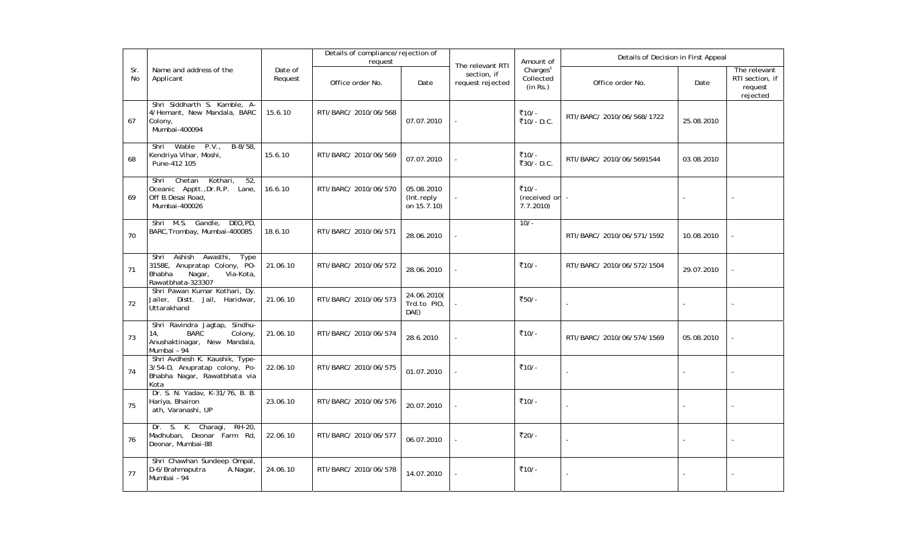| Sr. No | Name and address of the Applicant | Date of Request | Details of compliance/rejection of request | | The relevant RTI section, if request rejected | Amount of Charges[1] Collected (in Rs.) | Details of Decision in First Appeal | | |
|---|---|---|---|---|---|---|---|---|---|
| | | | Office order No. | Date | | | Office order No. | Date | The relevant RTI section, if request rejected |
| 67 | Shri Siddharth S. Kamble, A-4/Hemant, New Mandala, BARC Colony, Mumbai-400094 | 15.6.10 | RTI/BARC/ 2010/06/568 | 07.07.2010 | - | ₹10/- ₹10/- D.C. | RTI/BARC/ 2010/06/568/1722 | 25.08.2010 | |
| 68 | Shri Wable P.V., B-8/58, Kendriya Vihar, Moshi, Pune-412 105 | 15.6.10 | RTI/BARC/ 2010/06/569 | 07.07.2010 | - | ₹10/- ₹30/- D.C. | RTI/BARC/ 2010/06/5691544 | 03.08.2010 | |
| 69 | Shri Chetan Kothari, 52, Oceanic Apptt.,Dr.R.P. Lane, Off B.Desai Road, Mumbai-400026 | 16.6.10 | RTI/BARC/ 2010/06/570 | 05.08.2010 (Int.reply on 15.7.10) | - | ₹10/- (received on 7.7.2010) | - | - | - |
| 70 | Shri M.S. Gandle, DEO,PD, BARC,Trombay, Mumbai-400085 | 18.6.10 | RTI/BARC/ 2010/06/571 | 28.06.2010 | - | 10/- | RTI/BARC/ 2010/06/571/1592 | 10.08.2010 | - |
| 71 | Shri Ashish Awasthi, Type 3158E, Anupratap Colony, PO-Bhabha Nagar, Via-Kota, Rawatbhata-323307 | 21.06.10 | RTI/BARC/ 2010/06/572 | 28.06.2010 | - | ₹10/- | RTI/BARC/ 2010/06/572/1504 | 29.07.2010 | - |
| 72 | Shri Pawan Kumar Kothari, Dy. Jailer, Distt. Jail, Haridwar, Uttarakhand | 21.06.10 | RTI/BARC/ 2010/06/573 | 24.06.2010( Trd.to PIO, DAE) | - | ₹50/- | - | - | - |
| 73 | Shri Ravindra Jagtap, Sindhu-14, BARC Colony, Anushaktinagar, New Mandala, Mumbai – 94 | 21.06.10 | RTI/BARC/ 2010/06/574 | 28.6.2010 | - | ₹10/- | RTI/BARC/ 2010/06/574/1569 | 05.08.2010 | - |
| 74 | Shri Avdhesh K. Kaushik, Type-3/54-D, Anupratap colony, Po-Bhabha Nagar, Rawatbhata via Kota | 22.06.10 | RTI/BARC/ 2010/06/575 | 01.07.2010 | - | ₹10/- | - | - | - |
| 75 | Dr. S. N. Yadav, K-31/76, B. B. Hariya, Bhairon ath, Varanashi, UP | 23.06.10 | RTI/BARC/ 2010/06/576 | 20.07.2010 | - | ₹10/- | - | - | - |
| 76 | Dr. S. K. Charagi, RH-20, Madhuban, Deonar Farm Rd, Deonar, Mumbai-88 | 22.06.10 | RTI/BARC/ 2010/06/577 | 06.07.2010 | - | ₹20/- | - | - | - |
| 77 | Shri Chawhan Sundeep Ompal, D-6/Brahmaputra A.Nagar, Mumbai – 94 | 24.06.10 | RTI/BARC/ 2010/06/578 | 14.07.2010 | - | ₹10/- | - | - | - |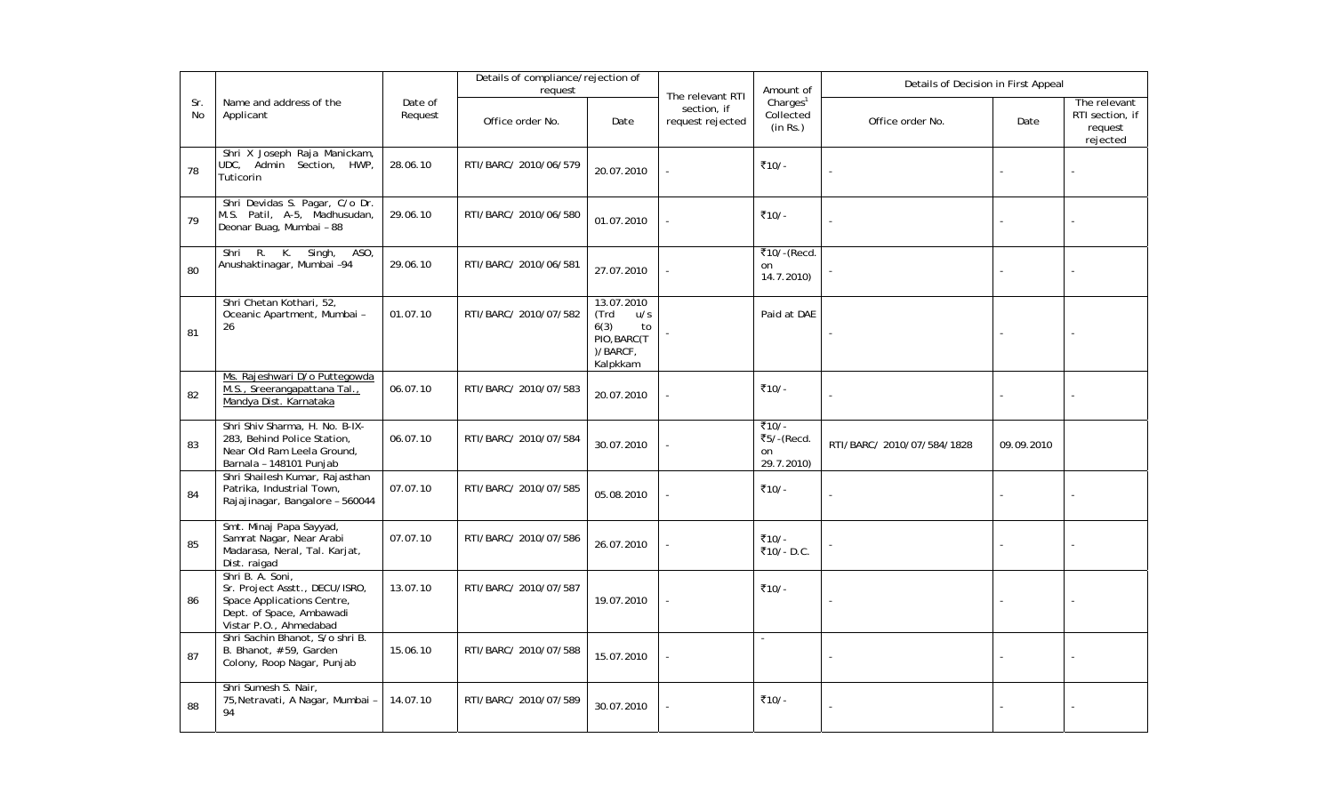| Sr. No | Name and address of the Applicant | Date of Request | Details of compliance/rejection of request | | The relevant RTI section, if request rejected | Amount of Charges[1] Collected (in Rs.) | Details of Decision in First Appeal | | |
|---|---|---|---|---|---|---|---|---|---|
| | | | Office order No. | Date | | | Office order No. | Date | The relevant RTI section, if request rejected |
| 78 | Shri X Joseph Raja Manickam, UDC, Admin Section, HWP, Tuticorin | 28.06.10 | RTI/BARC/ 2010/06/579 | 20.07.2010 | - | ₹10/- | - | - | - |
| 79 | Shri Devidas S. Pagar, C/o Dr. M.S. Patil, A-5, Madhusudan, Deonar Buag, Mumbai – 88 | 29.06.10 | RTI/BARC/ 2010/06/580 | 01.07.2010 | - | ₹10/- | - | - | - |
| 80 | Shri R. K. Singh, ASO, Anushaktinagar, Mumbai -94 | 29.06.10 | RTI/BARC/ 2010/06/581 | 27.07.2010 | - | ₹10/-(Recd. on 14.7.2010) | - | - | - |
| 81 | Shri Chetan Kothari, 52, Oceanic Apartment, Mumbai – 26 | 01.07.10 | RTI/BARC/ 2010/07/582 | 13.07.2010 (Trd u/s 6(3) to PIO,BARC(T)/BARCF, Kalpkkam | - | Paid at DAE | - | - | - |
| 82 | Ms. Rajeshwari D/o Puttegowda M.S., Sreerangapattana Tal., Mandya Dist. Karnataka | 06.07.10 | RTI/BARC/ 2010/07/583 | 20.07.2010 | - | ₹10/- | - | - | - |
| 83 | Shri Shiv Sharma, H. No. B-IX-283, Behind Police Station, Near Old Ram Leela Ground, Barnala – 148101 Punjab | 06.07.10 | RTI/BARC/ 2010/07/584 | 30.07.2010 | - | ₹10/- ₹5/-(Recd. on 29.7.2010) | RTI/BARC/ 2010/07/584/1828 | 09.09.2010 | |
| 84 | Shri Shailesh Kumar, Rajasthan Patrika, Industrial Town, Rajajinagar, Bangalore – 560044 | 07.07.10 | RTI/BARC/ 2010/07/585 | 05.08.2010 | - | ₹10/- | - | - | - |
| 85 | Smt. Minaj Papa Sayyad, Samrat Nagar, Near Arabi Madarasa, Neral, Tal. Karjat, Dist. raigad | 07.07.10 | RTI/BARC/ 2010/07/586 | 26.07.2010 | - | ₹10/- ₹10/- D.C. | - | - | - |
| 86 | Shri B. A. Soni, Sr. Project Asstt., DECU/ISRO, Space Applications Centre, Dept. of Space, Ambawadi Vistar P.O., Ahmedabad | 13.07.10 | RTI/BARC/ 2010/07/587 | 19.07.2010 | - | ₹10/- | - | - | - |
| 87 | Shri Sachin Bhanot, S/o shri B. B. Bhanot, #59, Garden Colony, Roop Nagar, Punjab | 15.06.10 | RTI/BARC/ 2010/07/588 | 15.07.2010 | - | - | - | - | - |
| 88 | Shri Sumesh S. Nair, 75,Netravati, A Nagar, Mumbai – 94 | 14.07.10 | RTI/BARC/ 2010/07/589 | 30.07.2010 | - | ₹10/- | - | - | - |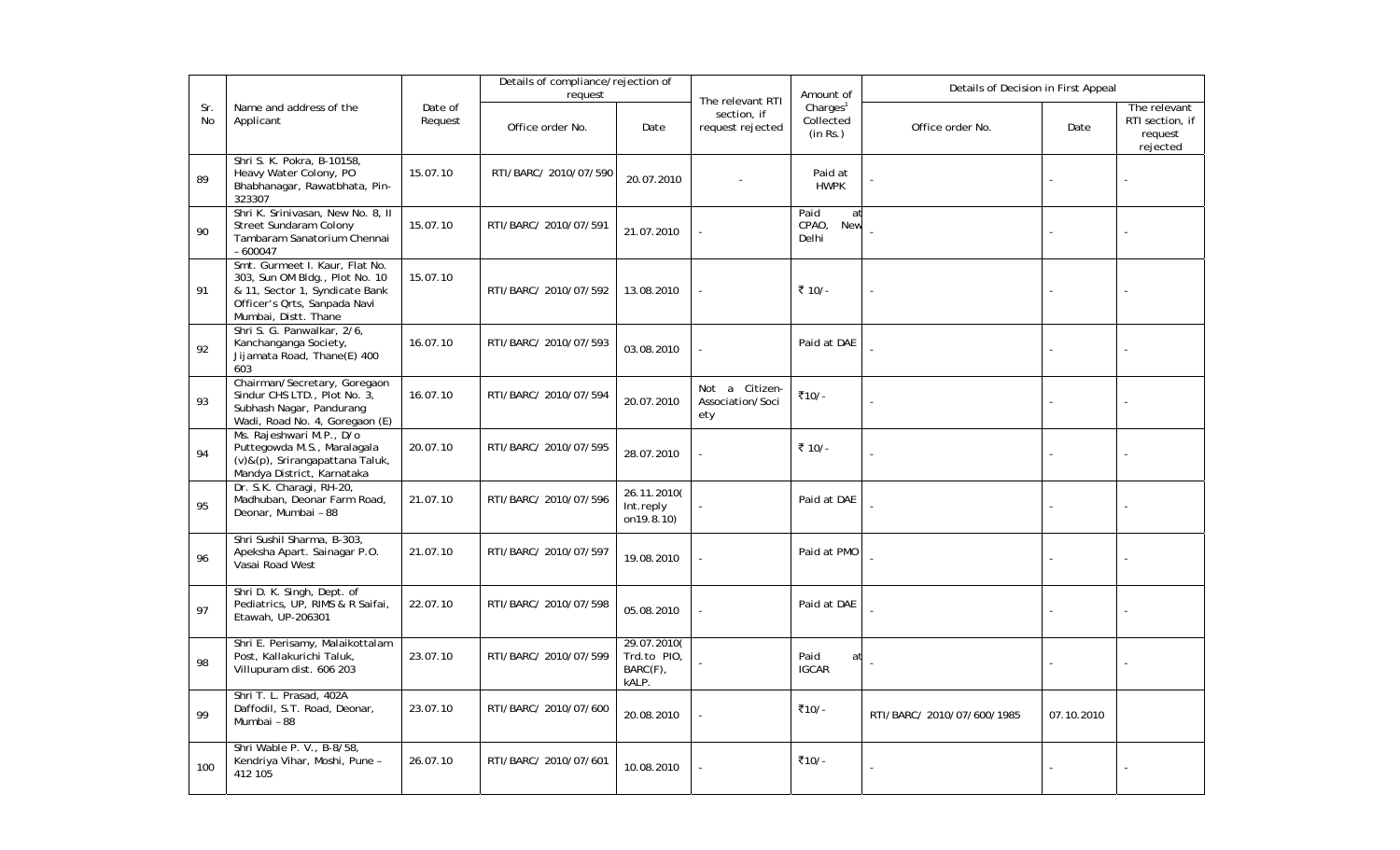| Sr. No | Name and address of the Applicant | Date of Request | Details of compliance/rejection of request | | The relevant RTI section, if request rejected | Amount of Charges[1] Collected (in Rs.) | Details of Decision in First Appeal | | |
|---|---|---|---|---|---|---|---|---|---|
| | | | Office order No. | Date | | | Office order No. | Date | The relevant RTI section, if request rejected |
| 89 | Shri S. K. Pokra, B-10158, Heavy Water Colony, PO Bhabhanagar, Rawatbhata, Pin-323307 | 15.07.10 | RTI/BARC/ 2010/07/590 | 20.07.2010 | - | Paid at HWPK | - | - | - |
| 90 | Shri K. Srinivasan, New No. 8, II Street Sundaram Colony Tambaram Sanatorium Chennai – 600047 | 15.07.10 | RTI/BARC/ 2010/07/591 | 21.07.2010 | - | Paid at CPAO, New Delhi | - | - | - |
| 91 | Smt. Gurmeet I. Kaur, Flat No. 303, Sun OM Bldg., Plot No. 10 & 11, Sector 1, Syndicate Bank Officer's Qrts, Sanpada Navi Mumbai, Distt. Thane | 15.07.10 | RTI/BARC/ 2010/07/592 | 13.08.2010 | - | ₹ 10/- | - | - | - |
| 92 | Shri S. G. Panwalkar, 2/6, Kanchanganga Society, Jijamata Road, Thane(E) 400 603 | 16.07.10 | RTI/BARC/ 2010/07/593 | 03.08.2010 | - | Paid at DAE | - | - | - |
| 93 | Chairman/Secretary, Goregaon Sindur CHS LTD., Plot No. 3, Subhash Nagar, Pandurang Wadi, Road No. 4, Goregaon (E) | 16.07.10 | RTI/BARC/ 2010/07/594 | 20.07.2010 | Not a Citizen-Association/Society | ₹10/- | - | - | - |
| 94 | Ms. Rajeshwari M.P., D/o Puttegowda M.S., Maralagala (v)&(p), Srirangapattana Taluk, Mandya District, Karnataka | 20.07.10 | RTI/BARC/ 2010/07/595 | 28.07.2010 | - | ₹ 10/- | - | - | - |
| 95 | Dr. S.K. Charagi, RH-20, Madhuban, Deonar Farm Road, Deonar, Mumbai – 88 | 21.07.10 | RTI/BARC/ 2010/07/596 | 26.11.2010( Int.reply on19.8.10) | - | Paid at DAE | - | - | - |
| 96 | Shri Sushil Sharma, B-303, Apeksha Apart. Sainagar P.O. Vasai Road West | 21.07.10 | RTI/BARC/ 2010/07/597 | 19.08.2010 | - | Paid at PMO | - | - | - |
| 97 | Shri D. K. Singh, Dept. of Pediatrics, UP, RIMS & R Saifai, Etawah, UP-206301 | 22.07.10 | RTI/BARC/ 2010/07/598 | 05.08.2010 | - | Paid at DAE | - | - | - |
| 98 | Shri E. Perisamy, Malaikottalam Post, Kallakurichi Taluk, Villupuram dist. 606 203 | 23.07.10 | RTI/BARC/ 2010/07/599 | 29.07.2010( Trd.to PIO, BARC(F), kALP. | - | Paid at IGCAR | - | - | - |
| 99 | Shri T. L. Prasad, 402A Daffodil, S.T. Road, Deonar, Mumbai – 88 | 23.07.10 | RTI/BARC/ 2010/07/600 | 20.08.2010 | - | ₹10/- | RTI/BARC/ 2010/07/600/1985 | 07.10.2010 | |
| 100 | Shri Wable P. V., B-8/58, Kendriya Vihar, Moshi, Pune – 412 105 | 26.07.10 | RTI/BARC/ 2010/07/601 | 10.08.2010 | - | ₹10/- | - | - | - |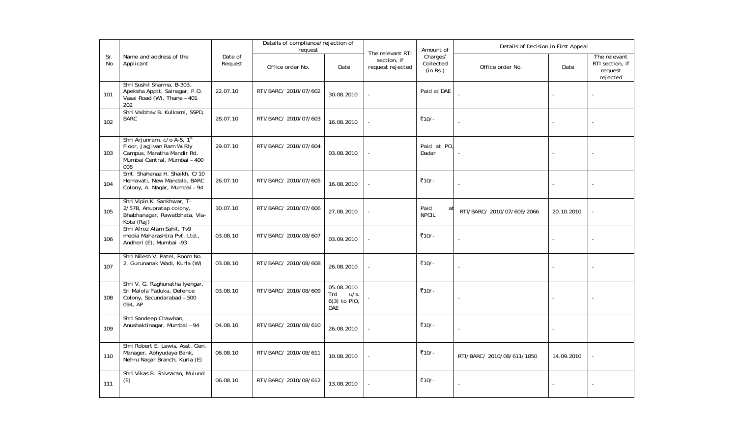| Sr. No | Name and address of the Applicant | Date of Request | Details of compliance/rejection of request | | The relevant RTI section, if request rejected | Amount of Charges[1] Collected (in Rs.) | Details of Decision in First Appeal | | |
|---|---|---|---|---|---|---|---|---|---|
| | | | Office order No. | Date | | | Office order No. | Date | The relevant RTI section, if request rejected |
| 101 | Shri Sushil Sharma, B-303, Apeksha Apptt, Sainagar, P.O. Vasai Road (W), Thane – 401 202 | 22.07.10 | RTI/BARC/ 2010/07/602 | 30.08.2010 | - | Paid at DAE | - | - | - |
| 102 | Shri Vaibhav B. Kulkarni, SSPD, BARC | 28.07.10 | RTI/BARC/ 2010/07/603 | 16.08.2010 | - | ₹10/- | - | - | - |
| 103 | Shri Arjunram, c/o A-5, 1st Floor, Jagjivan Ram W.Rly Campus, Maratha Mandir Rd, Mumbai Central, Mumbai – 400 008 | 29.07.10 | RTI/BARC/ 2010/07/604 | 03.08.2010 | - | Paid at PO, Dadar | - | - | - |
| 104 | Smt. Shahenaz H. Shaikh, C/10 Hemavati, New Mandala, BARC Colony, A. Nagar, Mumbai – 94 | 26.07.10 | RTI/BARC/ 2010/07/605 | 16.08.2010 | - | ₹10/- | - | - | - |
| 105 | Shri Vipin K. Sankhwar, T-2/57B, Anupratap colony, Bhabhanagar, Rawatbhata, Via-Kota (Raj) | 30.07.10 | RTI/BARC/ 2010/07/606 | 27.08.2010 | - | Paid at NPCIL | RTI/BARC/ 2010/07/606/2066 | 20.10.2010 | - |
| 106 | Shri Afroz Alam Sahil, Tv9 media Maharashtra Pvt. Ltd., Andheri (E), Mumbai -93 | 03.08.10 | RTI/BARC/ 2010/08/607 | 03.09.2010 | - | ₹10/- | - | - | - |
| 107 | Shri Nilesh V. Patel, Room No. 2, Gurunanak Wadi, Kurla (W) | 03.08.10 | RTI/BARC/ 2010/08/608 | 26.08.2010 | - | ₹10/- | - | - | - |
| 108 | Shri V. G. Raghunatha Iyengar, Sri Malola Paduka, Defence Colony, Secundarabad – 500 094, AP | 03.08.10 | RTI/BARC/ 2010/08/609 | 05.08.2010 Trd u/s. 6(3) to PIO, DAE | - | ₹10/- | - | - | - |
| 109 | Shri Sandeep Chawhan, Anushaktinagar, Mumbai – 94 | 04.08.10 | RTI/BARC/ 2010/08/610 | 26.08.2010 | - | ₹10/- | - | - | |
| 110 | Shri Robert E. Lewis, Asst. Gen. Manager, Abhyudaya Bank, Nehru Nagar Branch, Kurla (E) | 06.08.10 | RTI/BARC/ 2010/08/611 | 10.08.2010 | - | ₹10/- | RTI/BARC/ 2010/08/611/1850 | 14.09.2010 | - |
| 111 | Shri Vikas B. Shivsaran, Mulund (E) | 06.08.10 | RTI/BARC/ 2010/08/612 | 13.08.2010 | - | ₹10/- | - | - | - |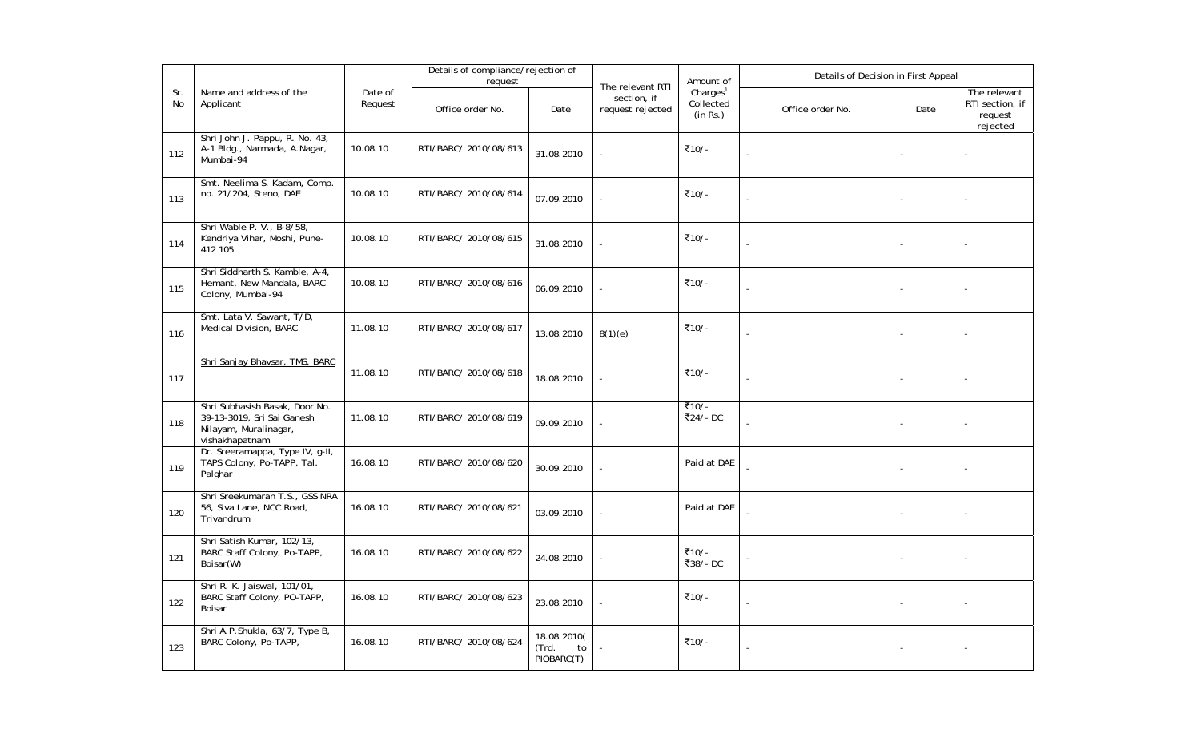| Sr. No | Name and address of the Applicant | Date of Request | Details of compliance/rejection of request | | The relevant RTI section, if request rejected | Amount of Charges[1] Collected (in Rs.) | Details of Decision in First Appeal | | |
|---|---|---|---|---|---|---|---|---|---|
| | | | Office order No. | Date | | | Office order No. | Date | The relevant RTI section, if request rejected |
| 112 | Shri John J. Pappu, R. No. 43, A-1 Bldg., Narmada, A.Nagar, Mumbai-94 | 10.08.10 | RTI/BARC/ 2010/08/613 | 31.08.2010 | - | ₹10/- | - | - | - |
| 113 | Smt. Neelima S. Kadam, Comp. no. 21/204, Steno, DAE | 10.08.10 | RTI/BARC/ 2010/08/614 | 07.09.2010 | - | ₹10/- | - | - | - |
| 114 | Shri Wable P. V., B-8/58, Kendriya Vihar, Moshi, Pune-412 105 | 10.08.10 | RTI/BARC/ 2010/08/615 | 31.08.2010 | - | ₹10/- | - | - | - |
| 115 | Shri Siddharth S. Kamble, A-4, Hemant, New Mandala, BARC Colony, Mumbai-94 | 10.08.10 | RTI/BARC/ 2010/08/616 | 06.09.2010 | - | ₹10/- | - | - | - |
| 116 | Smt. Lata V. Sawant, T/D, Medical Division, BARC | 11.08.10 | RTI/BARC/ 2010/08/617 | 13.08.2010 | 8(1)(e) | ₹10/- | - | - | - |
| 117 | Shri Sanjay Bhavsar, TMS, BARC | 11.08.10 | RTI/BARC/ 2010/08/618 | 18.08.2010 | - | ₹10/- | - | - | - |
| 118 | Shri Subhasish Basak, Door No. 39-13-3019, Sri Sai Ganesh Nilayam, Muralinagar, vishakhapatnam | 11.08.10 | RTI/BARC/ 2010/08/619 | 09.09.2010 | - | ₹10/- ₹24/- DC | - | - | - |
| 119 | Dr. Sreeramappa, Type IV, g-II, TAPS Colony, Po-TAPP, Tal. Palghar | 16.08.10 | RTI/BARC/ 2010/08/620 | 30.09.2010 | - | Paid at DAE | - | - | - |
| 120 | Shri Sreekumaran T.S., GSS NRA 56, Siva Lane, NCC Road, Trivandrum | 16.08.10 | RTI/BARC/ 2010/08/621 | 03.09.2010 | - | Paid at DAE | - | - | - |
| 121 | Shri Satish Kumar, 102/13, BARC Staff Colony, Po-TAPP, Boisar(W) | 16.08.10 | RTI/BARC/ 2010/08/622 | 24.08.2010 | - | ₹10/- ₹38/- DC | - | - | - |
| 122 | Shri R. K. Jaiswal, 101/01, BARC Staff Colony, PO-TAPP, Boisar | 16.08.10 | RTI/BARC/ 2010/08/623 | 23.08.2010 | - | ₹10/- | - | - | - |
| 123 | Shri A.P.Shukla, 63/7, Type B, BARC Colony, Po-TAPP, | 16.08.10 | RTI/BARC/ 2010/08/624 | 18.08.2010( (Trd. to PIOBARC(T) | - | ₹10/- | - | - | - |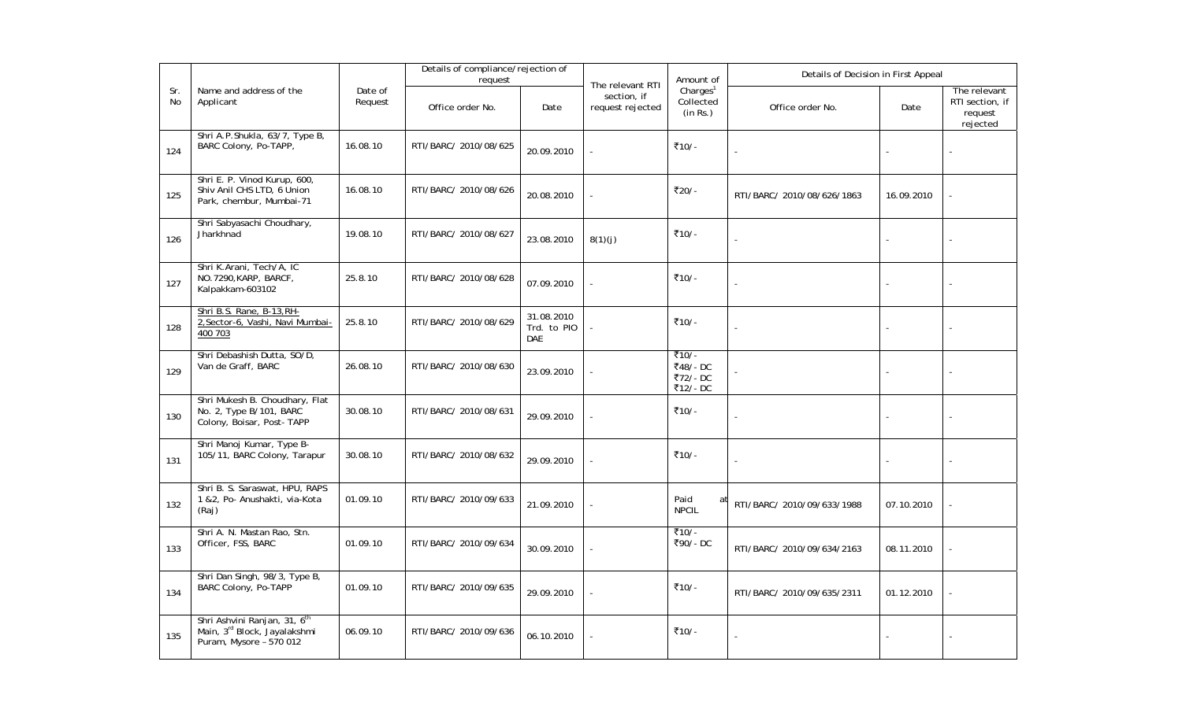| Sr. No | Name and address of the Applicant | Date of Request | Details of compliance/rejection of request | | The relevant RTI section, if request rejected | Amount of Charges[1] Collected (in Rs.) | Details of Decision in First Appeal | | |
|---|---|---|---|---|---|---|---|---|---|
| | | | Office order No. | Date | | | Office order No. | Date | The relevant RTI section, if request rejected |
| 124 | Shri A.P.Shukla, 63/7, Type B, BARC Colony, Po-TAPP, | 16.08.10 | RTI/BARC/ 2010/08/625 | 20.09.2010 | - | ₹10/- | - | - | - |
| 125 | Shri E. P. Vinod Kurup, 600, Shiv Anil CHS LTD, 6 Union Park, chembur, Mumbai-71 | 16.08.10 | RTI/BARC/ 2010/08/626 | 20.08.2010 | - | ₹20/- | RTI/BARC/ 2010/08/626/1863 | 16.09.2010 | - |
| 126 | Shri Sabyasachi Choudhary, Jharkhnad | 19.08.10 | RTI/BARC/ 2010/08/627 | 23.08.2010 | 8(1)(j) | ₹10/- | - | - | - |
| 127 | Shri K.Arani, Tech/A, IC NO.7290,KARP, BARCF, Kalpakkam-603102 | 25.8.10 | RTI/BARC/ 2010/08/628 | 07.09.2010 | - | ₹10/- | - | - | - |
| 128 | Shri B.S. Rane, B-13,RH-2,Sector-6, Vashi, Navi Mumbai-400 703 | 25.8.10 | RTI/BARC/ 2010/08/629 | 31.08.2010 Trd. to PIO DAE | - | ₹10/- | - | - | - |
| 129 | Shri Debashish Dutta, SO/D, Van de Graff, BARC | 26.08.10 | RTI/BARC/ 2010/08/630 | 23.09.2010 | - | ₹10/- ₹48/- DC ₹72/- DC ₹12/- DC | - | - | - |
| 130 | Shri Mukesh B. Choudhary, Flat No. 2, Type B/101, BARC Colony, Boisar, Post- TAPP | 30.08.10 | RTI/BARC/ 2010/08/631 | 29.09.2010 | - | ₹10/- | - | - | - |
| 131 | Shri Manoj Kumar, Type B-105/11, BARC Colony, Tarapur | 30.08.10 | RTI/BARC/ 2010/08/632 | 29.09.2010 | - | ₹10/- | - | - | - |
| 132 | Shri B. S. Saraswat, HPU, RAPS 1 &2, Po- Anushakti, via-Kota (Raj) | 01.09.10 | RTI/BARC/ 2010/09/633 | 21.09.2010 | - | Paid at NPCIL | RTI/BARC/ 2010/09/633/1988 | 07.10.2010 | - |
| 133 | Shri A. N. Mastan Rao, Stn. Officer, FSS, BARC | 01.09.10 | RTI/BARC/ 2010/09/634 | 30.09.2010 | - | ₹10/- ₹90/- DC | RTI/BARC/ 2010/09/634/2163 | 08.11.2010 | - |
| 134 | Shri Dan Singh, 98/3, Type B, BARC Colony, Po-TAPP | 01.09.10 | RTI/BARC/ 2010/09/635 | 29.09.2010 | - | ₹10/- | RTI/BARC/ 2010/09/635/2311 | 01.12.2010 | - |
| 135 | Shri Ashvini Ranjan, 31, 6th Main, 3rd Block, Jayalakshmi Puram, Mysore – 570 012 | 06.09.10 | RTI/BARC/ 2010/09/636 | 06.10.2010 | - | ₹10/- | - | - | - |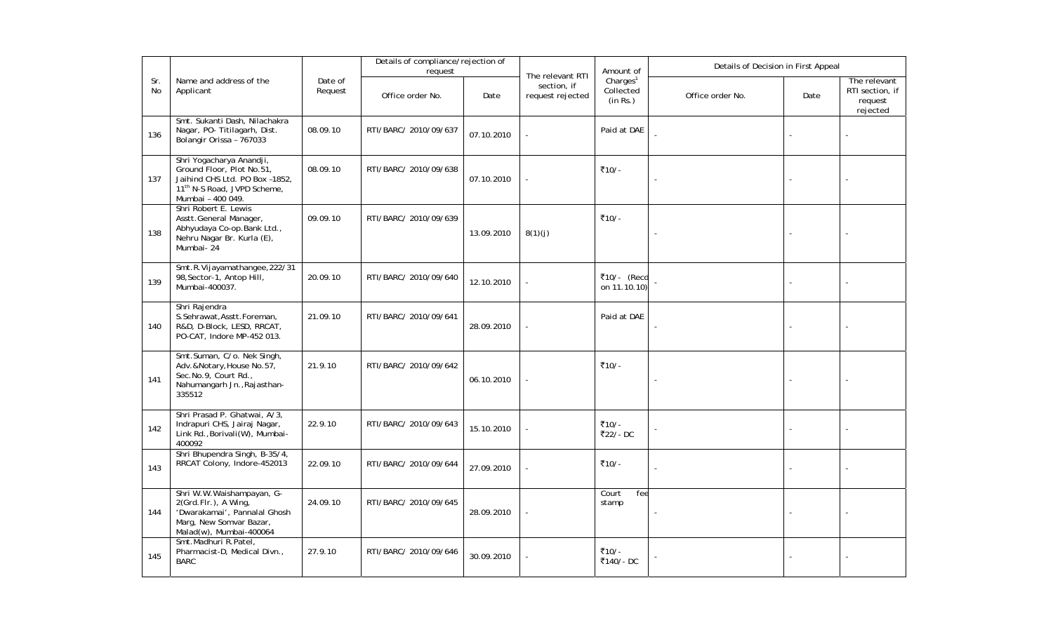| Sr. No | Name and address of the Applicant | Date of Request | Details of compliance/rejection of request | | The relevant RTI section, if request rejected | Amount of Charges[1] Collected (in Rs.) | Details of Decision in First Appeal | | |
|---|---|---|---|---|---|---|---|---|---|
| | | | Office order No. | Date | | | Office order No. | Date | The relevant RTI section, if request rejected |
| 136 | Smt. Sukanti Dash, Nilachakra Nagar, PO- Titilagarh, Dist. Bolangir Orissa – 767033 | 08.09.10 | RTI/BARC/ 2010/09/637 | 07.10.2010 | - | Paid at DAE | - | - | - |
| 137 | Shri Yogacharya Anandji, Ground Floor, Plot No.51, Jaihind CHS Ltd. PO Box –1852, 11th N-S Road, JVPD Scheme, Mumbai – 400 049. | 08.09.10 | RTI/BARC/ 2010/09/638 | 07.10.2010 | - | ₹10/- | - | - | - |
| 138 | Shri Robert E. Lewis Asstt.General Manager, Abhyudaya Co-op.Bank Ltd., Nehru Nagar Br. Kurla (E), Mumbai- 24 | 09.09.10 | RTI/BARC/ 2010/09/639 | 13.09.2010 | 8(1)(j) | ₹10/- | - | - | - |
| 139 | Smt.R.Vijayamathangee,222/31 98,Sector-1, Antop Hill, Mumbai-400037. | 20.09.10 | RTI/BARC/ 2010/09/640 | 12.10.2010 | - | ₹10/- (Reco on 11.10.10) | - | - | - |
| 140 | Shri Rajendra S.Sehrawat,Asstt.Foreman, R&D, D-Block, LESD, RRCAT, PO-CAT, Indore MP-452 013. | 21.09.10 | RTI/BARC/ 2010/09/641 | 28.09.2010 | - | Paid at DAE | - | - | - |
| 141 | Smt.Suman, C/o. Nek Singh, Adv.&Notary,House No.57, Sec.No.9, Court Rd., Nahumangarh Jn.,Rajasthan-335512 | 21.9.10 | RTI/BARC/ 2010/09/642 | 06.10.2010 | - | ₹10/- | - | - | - |
| 142 | Shri Prasad P. Ghatwai, A/3, Indrapuri CHS, Jairaj Nagar, Link Rd.,Borivali(W), Mumbai-400092 | 22.9.10 | RTI/BARC/ 2010/09/643 | 15.10.2010 | - | ₹10/- ₹22/- DC | - | - | - |
| 143 | Shri Bhupendra Singh, B-35/4, RRCAT Colony, Indore-452013 | 22.09.10 | RTI/BARC/ 2010/09/644 | 27.09.2010 | - | ₹10/- | - | - | - |
| 144 | Shri W.W.Waishampayan, G-2(Grd.Flr.), A Wing, 'Dwarakamai', Pannalal Ghosh Marg, New Somvar Bazar, Malad(w), Mumbai-400064 | 24.09.10 | RTI/BARC/ 2010/09/645 | 28.09.2010 | - | Court fee stamp | - | - | - |
| 145 | Smt.Madhuri R.Patel, Pharmacist-D, Medical Divn., BARC | 27.9.10 | RTI/BARC/ 2010/09/646 | 30.09.2010 | - | ₹10/- ₹140/- DC | - | - | - |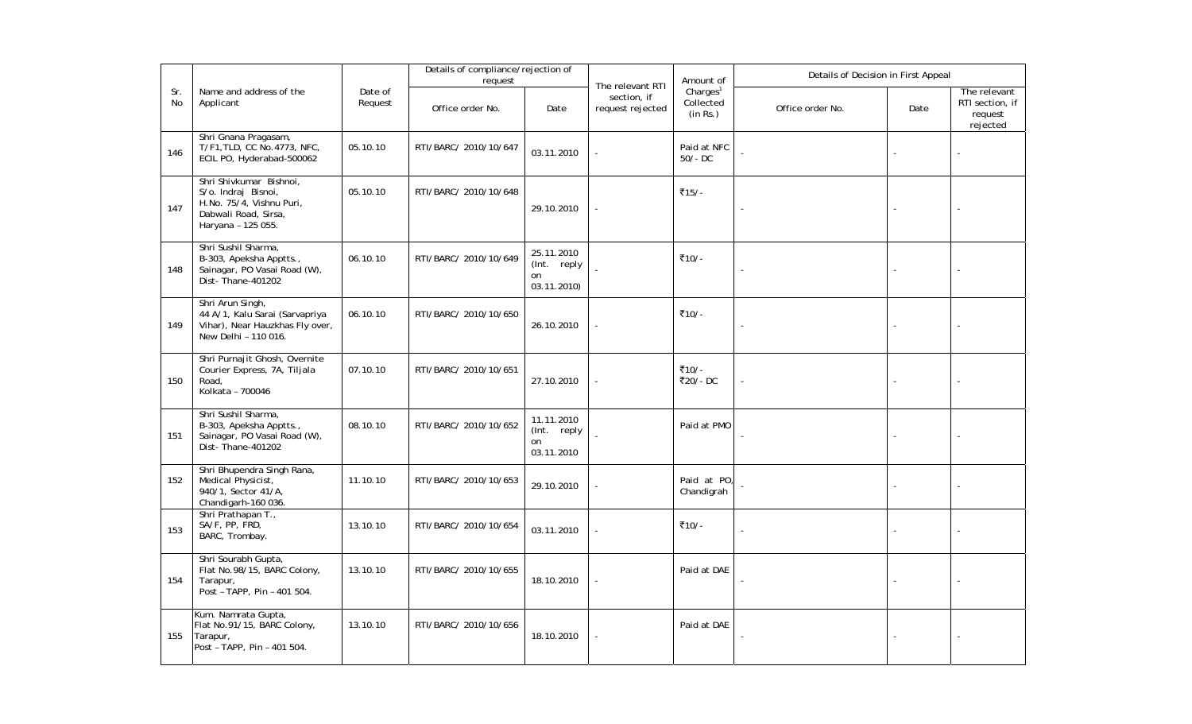| Sr. No | Name and address of the Applicant | Date of Request | Details of compliance/rejection of request | | The relevant RTI section, if request rejected | Amount of Charges[1] Collected (in Rs.) | Details of Decision in First Appeal | | |
|---|---|---|---|---|---|---|---|---|---|
| | | | Office order No. | Date | | | Office order No. | Date | The relevant RTI section, if request rejected |
| 146 | Shri Gnana Pragasam, T/F1,TLD, CC No.4773, NFC, ECIL PO, Hyderabad-500062 | 05.10.10 | RTI/BARC/ 2010/10/647 | 03.11.2010 | - | Paid at NFC 50/- DC | - | - | - |
| 147 | Shri Shivkumar Bishnoi, S/o. Indraj Bisnoi, H.No. 75/4, Vishnu Puri, Dabwali Road, Sirsa, Haryana – 125 055. | 05.10.10 | RTI/BARC/ 2010/10/648 | 29.10.2010 | - | ₹15/- | - | - | - |
| 148 | Shri Sushil Sharma, B-303, Apeksha Apptts., Sainagar, PO Vasai Road (W), Dist- Thane-401202 | 06.10.10 | RTI/BARC/ 2010/10/649 | 25.11.2010 (Int. reply on 03.11.2010) | - | ₹10/- | - | - | - |
| 149 | Shri Arun Singh, 44 A/1, Kalu Sarai (Sarvapriya Vihar), Near Hauzkhas Fly over, New Delhi – 110 016. | 06.10.10 | RTI/BARC/ 2010/10/650 | 26.10.2010 | - | ₹10/- | - | - | - |
| 150 | Shri Purnajit Ghosh, Overnite Courier Express, 7A, Tiljala Road, Kolkata – 700046 | 07.10.10 | RTI/BARC/ 2010/10/651 | 27.10.2010 | - | ₹10/- ₹20/- DC | - | - | - |
| 151 | Shri Sushil Sharma, B-303, Apeksha Apptts., Sainagar, PO Vasai Road (W), Dist- Thane-401202 | 08.10.10 | RTI/BARC/ 2010/10/652 | 11.11.2010 (Int. reply on 03.11.2010 | - | Paid at PMO | - | - | - |
| 152 | Shri Bhupendra Singh Rana, Medical Physicist, 940/1, Sector 41/A, Chandigarh-160 036. | 11.10.10 | RTI/BARC/ 2010/10/653 | 29.10.2010 | - | Paid at PO, Chandigrah | - | - | - |
| 153 | Shri Prathapan T., SA/F, PP, FRD, BARC, Trombay. | 13.10.10 | RTI/BARC/ 2010/10/654 | 03.11.2010 | - | ₹10/- | - | - | - |
| 154 | Shri Sourabh Gupta, Flat No.98/15, BARC Colony, Tarapur, Post – TAPP, Pin – 401 504. | 13.10.10 | RTI/BARC/ 2010/10/655 | 18.10.2010 | - | Paid at DAE | - | - | - |
| 155 | Kum. Namrata Gupta, Flat No.91/15, BARC Colony, Tarapur, Post – TAPP, Pin – 401 504. | 13.10.10 | RTI/BARC/ 2010/10/656 | 18.10.2010 | - | Paid at DAE | - | - | - |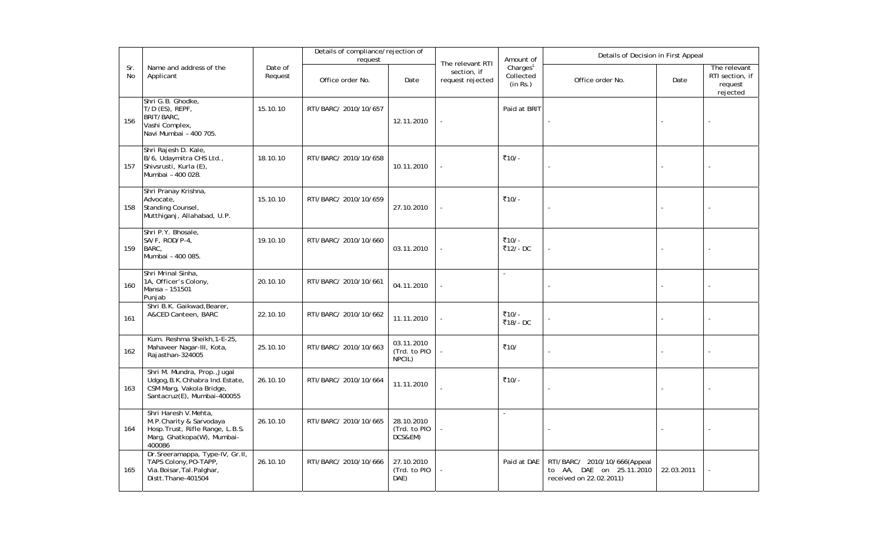| Sr. No | Name and address of the Applicant | Date of Request | Details of compliance/rejection of request | | The relevant RTI section, if request rejected | Amount of Charges[1] Collected (in Rs.) | Details of Decision in First Appeal | | |
|---|---|---|---|---|---|---|---|---|---|
| | | | Office order No. | Date | | | Office order No. | Date | The relevant RTI section, if request rejected |
| 156 | Shri G.B. Ghodke, T/D (ES), REPF, BRIT/BARC, Vashi Complex, Navi Mumbai – 400 705. | 15.10.10 | RTI/BARC/ 2010/10/657 | 12.11.2010 | - | Paid at BRIT | - | - | - |
| 157 | Shri Rajesh D. Kale, B/6, Udaymitra CHS Ltd., Shivsrusti, Kurla (E), Mumbai – 400 028. | 18.10.10 | RTI/BARC/ 2010/10/658 | 10.11.2010 | - | ₹10/- | - | - | - |
| 158 | Shri Pranay Krishna, Advocate, Standing Counsel, Mutthiganj, Allahabad, U.P. | 15.10.10 | RTI/BARC/ 2010/10/659 | 27.10.2010 | - | ₹10/- | - | - | - |
| 159 | Shri P.Y. Bhosale, SA/F, ROD/P-4, BARC, Mumbai – 400 085. | 19.10.10 | RTI/BARC/ 2010/10/660 | 03.11.2010 | - | ₹10/- ₹12/- DC | - | - | - |
| 160 | Shri Mrinal Sinha, 1A, Officer's Colony, Mansa – 151501 Punjab | 20.10.10 | RTI/BARC/ 2010/10/661 | 04.11.2010 | - | - | - | - | - |
| 161 | Shri B.K. Gaikwad, Bearer, A&CED Canteen, BARC | 22.10.10 | RTI/BARC/ 2010/10/662 | 11.11.2010 | - | ₹10/- ₹18/- DC | - | - | - |
| 162 | Kum. Reshma Sheikh, 1-E-25, Mahaveer Nagar-III, Kota, Rajasthan-324005 | 25.10.10 | RTI/BARC/ 2010/10/663 | 03.11.2010 (Trd. to PIO NPCIL) | - | ₹10/ | - | - | - |
| 163 | Shri M. Mundra, Prop., Jugal Udgog, B.K.Chhabra Ind. Estate, CSM Marg, Vakola Bridge, Santacruz(E), Mumbai-400055 | 26.10.10 | RTI/BARC/ 2010/10/664 | 11.11.2010 | - | ₹10/- | - | - | - |
| 164 | Shri Haresh V. Mehta, M.P. Charity & Sarvodaya Hosp. Trust, Rifle Range, L.B.S. Marg, Ghatkopa(W), Mumbai-400086 | 26.10.10 | RTI/BARC/ 2010/10/665 | 28.10.2010 (Trd. to PIO DCS&EM) | - | - | - | - | - |
| 165 | Dr. Sreeramappa, Type-IV, Gr.II, TAPS Colony, PO-TAPP, Via. Boisar, Tal. Palghar, Distt. Thane-401504 | 26.10.10 | RTI/BARC/ 2010/10/666 | 27.10.2010 (Trd. to PIO DAE) | - | Paid at DAE | RTI/BARC/ 2010/10/666(Appeal to AA, DAE on 25.11.2010 received on 22.02.2011) | 22.03.2011 | - |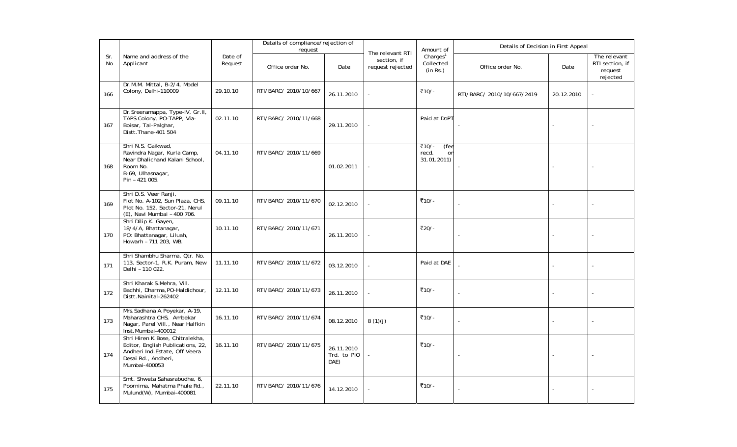| Sr. No | Name and address of the Applicant | Date of Request | Details of compliance/rejection of request | | The relevant RTI section, if request rejected | Amount of Charges[1] Collected (in Rs.) | Details of Decision in First Appeal | | |
|---|---|---|---|---|---|---|---|---|---|
| | | | Office order No. | Date | | | Office order No. | Date | The relevant RTI section, if request rejected |
| 166 | Dr.M.M. Mittal, B-2/4, Model Colony, Delhi-110009 | 29.10.10 | RTI/BARC/ 2010/10/667 | 26.11.2010 | - | ₹10/- | RTI/BARC/ 2010/10/667/2419 | 20.12.2010 | - |
| 167 | Dr.Sreeramappa, Type-IV, Gr.II, TAPS Colony, PO-TAPP, Via-Boisar, Tal-Palghar, Distt.Thane-401 504 | 02.11.10 | RTI/BARC/ 2010/11/668 | 29.11.2010 | - | Paid at DoPT | - | - | - |
| 168 | Shri N.S. Gaikwad, Ravindra Nagar, Kurla Camp, Near Dhalichand Kalani School, Room No. B-69, Ulhasnagar, Pin – 421 005. | 04.11.10 | RTI/BARC/ 2010/11/669 | 01.02.2011 | - | ₹10/- (fee recd. on 31.01.2011) | - | - | - |
| 169 | Shri D.S. Veer Ranji, Flot No. A-102, Sun Plaza, CHS, Plot No. 152, Sector-21, Nerul (E), Navi Mumbai – 400 706. | 09.11.10 | RTI/BARC/ 2010/11/670 | 02.12.2010 | - | ₹10/- | - | - | - |
| 170 | Shri Dilip K. Gayen, 18/4/A, Bhattanagar, PO: Bhattanagar, Liluah, Howarh – 711 203, WB. | 10.11.10 | RTI/BARC/ 2010/11/671 | 26.11.2010 | - | ₹20/- | - | - | - |
| 171 | Shri Shambhu Sharma, Qtr. No. 113, Sector-1, R.K. Puram, New Delhi – 110 022. | 11.11.10 | RTI/BARC/ 2010/11/672 | 03.12.2010 | - | Paid at DAE | - | - | - |
| 172 | Shri Kharak S.Mehra, Vill. Bachhi, Dharma,PO-Haldichour, Distt.Nainital-262402 | 12.11.10 | RTI/BARC/ 2010/11/673 | 26.11.2010 | - | ₹10/- | - | - | - |
| 173 | Mrs.Sadhana A.Poyekar, A-19, Maharashtra CHS, Ambekar Nagar, Parel Vill., Near Halfkin Inst.Mumbai-400012 | 16.11.10 | RTI/BARC/ 2010/11/674 | 08.12.2010 | 8(1)(j) | ₹10/- | - | - | - |
| 174 | Shri Hiren K.Bose, Chitralekha, Editor, English Publications, 22, Andheri Ind.Estate, Off Veera Desai Rd., Andheri, Mumbai-400053 | 16.11.10 | RTI/BARC/ 2010/11/675 | 26.11.2010 Trd. to PIO DAE) | - | ₹10/- | - | - | - |
| 175 | Smt. Shweta Sahasrabudhe, 6, Poornima, Mahatma Phule Rd., Mulund(W), Mumbai-400081 | 22.11.10 | RTI/BARC/ 2010/11/676 | 14.12.2010 | - | ₹10/- | - | - | - |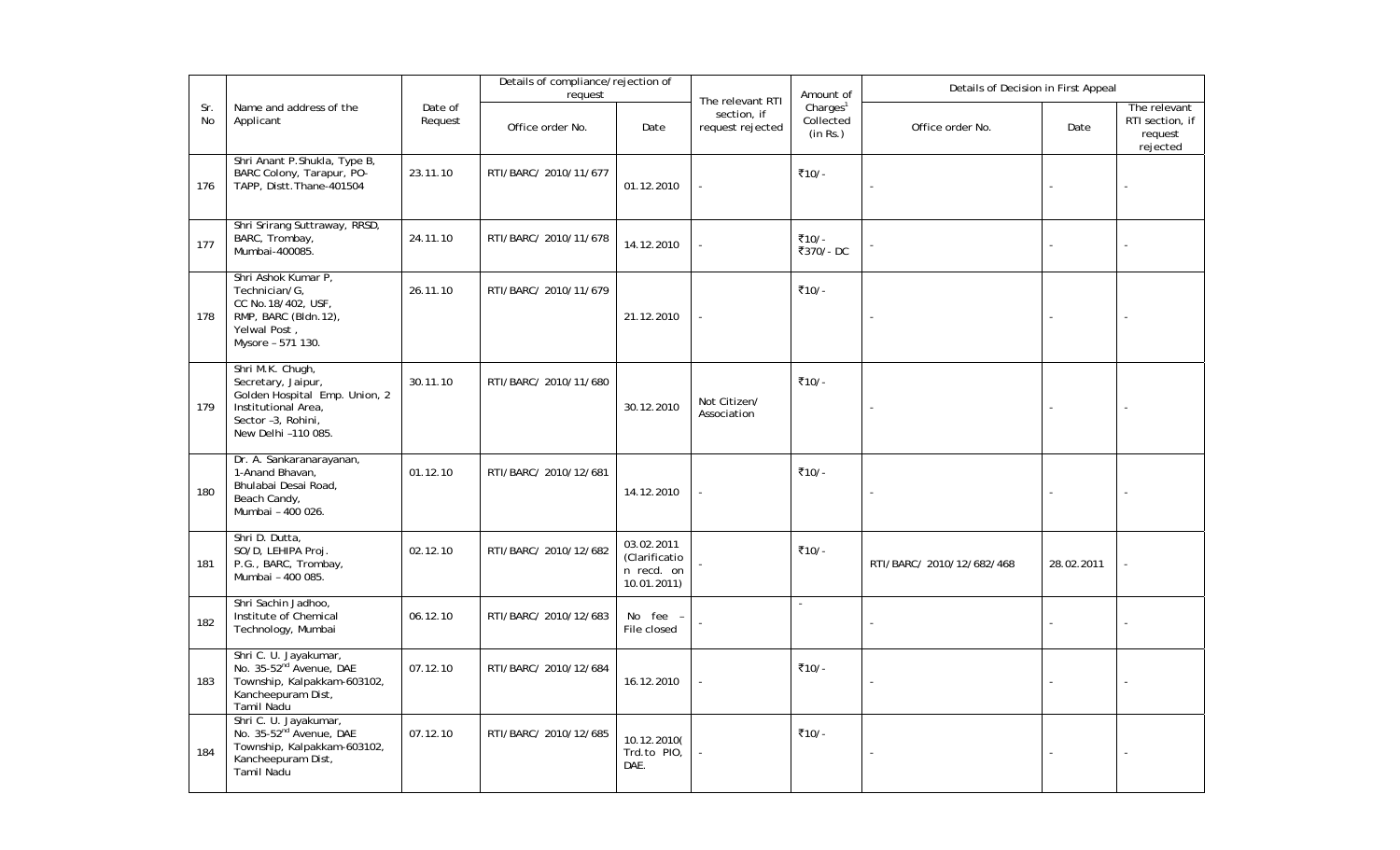| Sr. No | Name and address of the Applicant | Date of Request | Details of compliance/rejection of request | | The relevant RTI section, if request rejected | Amount of Charges[1] Collected (in Rs.) | Details of Decision in First Appeal | | |
|---|---|---|---|---|---|---|---|---|---|
| | | | Office order No. | Date | | | Office order No. | Date | The relevant RTI section, if request rejected |
| 176 | Shri Anant P.Shukla, Type B, BARC Colony, Tarapur, PO-TAPP, Distt.Thane-401504 | 23.11.10 | RTI/BARC/ 2010/11/677 | 01.12.2010 | - | ₹10/- | - | - | - |
| 177 | Shri Srirang Suttraway, RRSD, BARC, Trombay, Mumbai-400085. | 24.11.10 | RTI/BARC/ 2010/11/678 | 14.12.2010 | - | ₹10/- ₹370/- DC | - | - | - |
| 178 | Shri Ashok Kumar P, Technician/G, CC No.18/402, USF, RMP, BARC (Bldn.12), Yelwal Post , Mysore – 571 130. | 26.11.10 | RTI/BARC/ 2010/11/679 | 21.12.2010 | - | ₹10/- | - | - | - |
| 179 | Shri M.K. Chugh, Secretary, Jaipur, Golden Hospital Emp. Union, 2 Institutional Area, Sector –3, Rohini, New Delhi –110 085. | 30.11.10 | RTI/BARC/ 2010/11/680 | 30.12.2010 | Not Citizen/ Association | ₹10/- | - | - | - |
| 180 | Dr. A. Sankaranarayanan, 1-Anand Bhavan, Bhulabai Desai Road, Beach Candy, Mumbai – 400 026. | 01.12.10 | RTI/BARC/ 2010/12/681 | 14.12.2010 | - | ₹10/- | - | - | - |
| 181 | Shri D. Dutta, SO/D, LEHIPA Proj. P.G., BARC, Trombay, Mumbai – 400 085. | 02.12.10 | RTI/BARC/ 2010/12/682 | 03.02.2011 (Clarification recd. on 10.01.2011) | - | ₹10/- | RTI/BARC/ 2010/12/682/468 | 28.02.2011 | - |
| 182 | Shri Sachin Jadhoo, Institute of Chemical Technology, Mumbai | 06.12.10 | RTI/BARC/ 2010/12/683 | No fee – File closed | - | - | - | - | - |
| 183 | Shri C. U. Jayakumar, No. 35-52nd Avenue, DAE Township, Kalpakkam-603102, Kancheepuram Dist, Tamil Nadu | 07.12.10 | RTI/BARC/ 2010/12/684 | 16.12.2010 | - | ₹10/- | - | - | - |
| 184 | Shri C. U. Jayakumar, No. 35-52nd Avenue, DAE Township, Kalpakkam-603102, Kancheepuram Dist, Tamil Nadu | 07.12.10 | RTI/BARC/ 2010/12/685 | 10.12.2010( Trd.to PIO, DAE. | - | ₹10/- | - | - | - |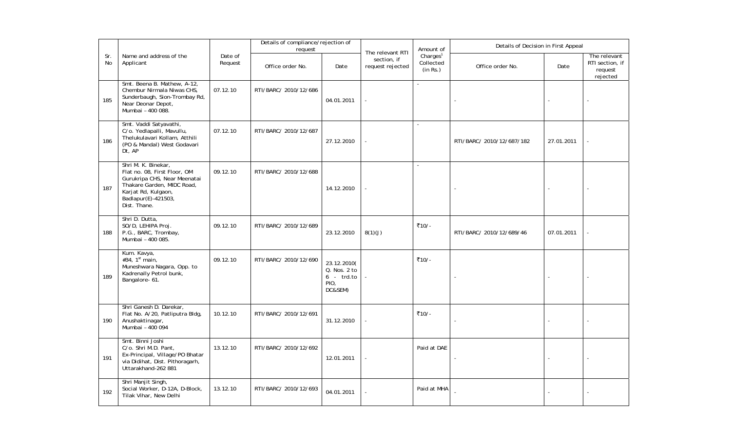| Sr. No | Name and address of the Applicant | Date of Request | Details of compliance/rejection of request | | The relevant RTI section, if request rejected | Amount of Charges[1] Collected (in Rs.) | Details of Decision in First Appeal | | |
|---|---|---|---|---|---|---|---|---|---|
| | | | Office order No. | Date | | | Office order No. | Date | The relevant RTI section, if request rejected |
| 185 | Smt. Beena B. Mathew, A-12, Chembur Nirmala Niwas CHS, Sunderbaugh, Sion-Trombay Rd, Near Deonar Depot, Mumbai – 400 088. | 07.12.10 | RTI/BARC/ 2010/12/686 | 04.01.2011 | - | - | - | - | - |
| 186 | Smt. Vaddi Satyavathi, C/o. Yedlapalli, Mavullu, Thelukulavari Kollam, Atthili (PO & Mandal) West Godavari Dt, AP | 07.12.10 | RTI/BARC/ 2010/12/687 | 27.12.2010 | - | - | RTI/BARC/ 2010/12/687/182 | 27.01.2011 | - |
| 187 | Shri M. K. Binekar, Flat no. 08, First Floor, OM Gurukripa CHS, Near Meenatai Thakare Garden, MIDC Road, Karjat Rd, Kulgaon, Badlapur(E)-421503, Dist. Thane. | 09.12.10 | RTI/BARC/ 2010/12/688 | 14.12.2010 | - | - | - | - | - |
| 188 | Shri D. Dutta, SO/D, LEHIPA Proj. P.G., BARC, Trombay, Mumbai – 400 085. | 09.12.10 | RTI/BARC/ 2010/12/689 | 23.12.2010 | 8(1)(J) | ₹10/- | RTI/BARC/ 2010/12/689/46 | 07.01.2011 | - |
| 189 | Kum. Kavya, #34, 1st main, Muneshwara Nagara, Opp. to Kadrenally Petrol bunk, Bangalore- 61. | 09.12.10 | RTI/BARC/ 2010/12/690 | 23.12.2010( Q. Nos. 2 to 6 - trd.to PIO, DC&SEM) | - | ₹10/- | - | - | - |
| 190 | Shri Ganesh D. Darekar, Flat No. A/20, Patliputra Bldg, Anushaktinagar, Mumbai – 400 094 | 10.12.10 | RTI/BARC/ 2010/12/691 | 31.12.2010 | - | ₹10/- | - | - | - |
| 191 | Smt. Binni Joshi C/o. Shri M.D. Pant, Ex-Principal, Village/PO Bhatar via Didihat, Dist. Pithoragarh, Uttarakhand-262 881 | 13.12.10 | RTI/BARC/ 2010/12/692 | 12.01.2011 | - | Paid at DAE | - | - | - |
| 192 | Shri Manjit Singh, Social Worker, D-12A, D-Block, Tilak Vihar, New Delhi | 13.12.10 | RTI/BARC/ 2010/12/693 | 04.01.2011 | - | Paid at MHA | - | - | - |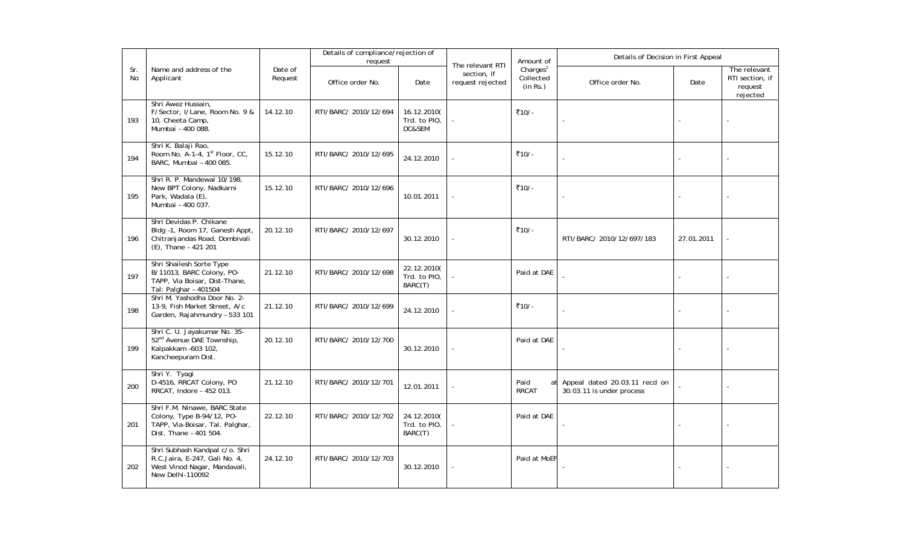| Sr. No | Name and address of the Applicant | Date of Request | Details of compliance/rejection of request | | The relevant RTI section, if request rejected | Amount of Charges[1] Collected (in Rs.) | Details of Decision in First Appeal | | |
|---|---|---|---|---|---|---|---|---|---|
| | | | Office order No. | Date | | | Office order No. | Date | The relevant RTI section, if request rejected |
| 193 | Shri Awez Hussain, F/Sector, I/Lane, Room No. 9 & 10, Cheeta Camp, Mumbai – 400 088. | 14.12.10 | RTI/BARC/ 2010/12/694 | 16.12.2010( Trd. to PIO, DC&SEM | - | ₹10/- | - | - | - |
| 194 | Shri K. Balaji Rao, Room No. A-1-4, 1st Floor, CC, BARC, Mumbai – 400 085. | 15.12.10 | RTI/BARC/ 2010/12/695 | 24.12.2010 | - | ₹10/- | - | - | - |
| 195 | Shri R. P. Mandewal 10/198, New BPT Colony, Nadkarni Park, Wadala (E), Mumbai – 400 037. | 15.12.10 | RTI/BARC/ 2010/12/696 | 10.01.2011 | - | ₹10/- | - | - | - |
| 196 | Shri Devidas P. Chikane Bldg –1, Room 17, Ganesh Appt, Chitranjandas Road, Dombivali (E), Thane – 421 201 | 20.12.10 | RTI/BARC/ 2010/12/697 | 30.12.2010 | - | ₹10/- | RTI/BARC/ 2010/12/697/183 | 27.01.2011 | - |
| 197 | Shri Shailesh Sorte Type B/11013, BARC Colony, PO-TAPP, Via Boisar, Dist-Thane, Tal: Palghar – 401504 | 21.12.10 | RTI/BARC/ 2010/12/698 | 22.12.2010( Trd. to PIO, BARC(T) | - | Paid at DAE | - | - | - |
| 198 | Shri M. Yashodha Door No. 2-13-9, Fish Market Street, A/c Garden, Rajahmundry – 533 101 | 21.12.10 | RTI/BARC/ 2010/12/699 | 24.12.2010 | - | ₹10/- | - | - | - |
| 199 | Shri C. U. Jayakumar No. 35-52nd Avenue DAE Township, Kalpakkam –603 102, Kancheepuram Dist. | 20.12.10 | RTI/BARC/ 2010/12/700 | 30.12.2010 | - | Paid at DAE | - | - | - |
| 200 | Shri Y. Tyagi D-4516, RRCAT Colony, PO RRCAT, Indore – 452 013. | 21.12.10 | RTI/BARC/ 2010/12/701 | 12.01.2011 | - | Paid at RRCAT | Appeal dated 20.03.11 recd on 30.03.11 is under process | - | - |
| 201 | Shri F.M. Ninawe, BARC State Colony, Type B-94/12, PO-TAPP, Via-Boisar, Tal. Palghar, Dist. Thane – 401 504. | 22.12.10 | RTI/BARC/ 2010/12/702 | 24.12.2010( Trd. to PIO, BARC(T) | - | Paid at DAE | - | - | - |
| 202 | Shri Subhash Kandpal c/o. Shri R.C.Jaira, E-247, Gali No. 4, West Vinod Nagar, Mandavali, New Delhi-110092 | 24.12.10 | RTI/BARC/ 2010/12/703 | 30.12.2010 | - | Paid at MoEF | - | - | - |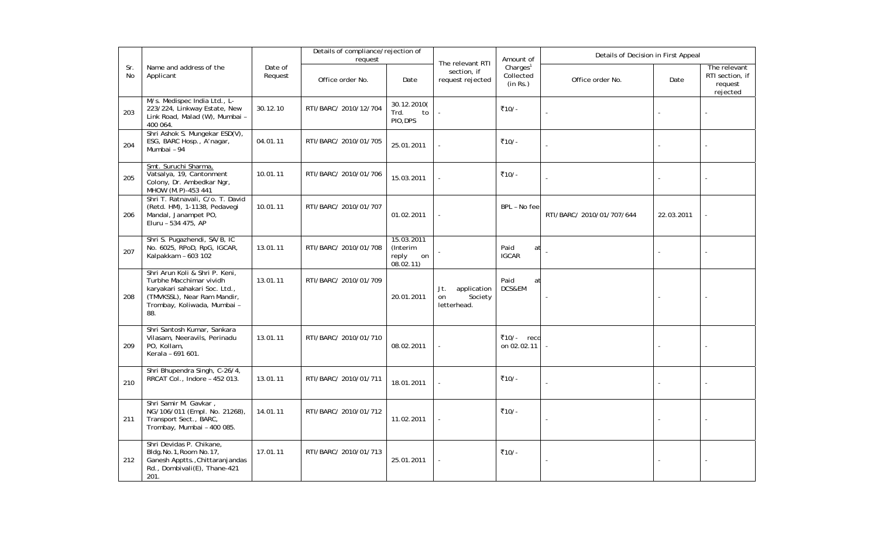| Sr. No | Name and address of the Applicant | Date of Request | Details of compliance/rejection of request | | The relevant RTI section, if request rejected | Amount of Charges[1] Collected (in Rs.) | Details of Decision in First Appeal | | |
|---|---|---|---|---|---|---|---|---|---|
| | | | Office order No. | Date | | | Office order No. | Date | The relevant RTI section, if request rejected |
| 203 | M/s. Medispec India Ltd., L-223/224, Linkway Estate, New Link Road, Malad (W), Mumbai – 400 064. | 30.12.10 | RTI/BARC/ 2010/12/704 | 30.12.2010( Trd. to PIO,DPS | - | ₹10/- | - | - | - |
| 204 | Shri Ashok S. Mungekar ESD(V), ESG, BARC Hosp., A'nagar, Mumbai – 94 | 04.01.11 | RTI/BARC/ 2010/01/705 | 25.01.2011 | - | ₹10/- | - | - | - |
| 205 | Smt. Suruchi Sharma, Vatsalya, 19, Cantonment Colony, Dr. Ambedkar Ngr, MHOW (M.P)-453 441 | 10.01.11 | RTI/BARC/ 2010/01/706 | 15.03.2011 | - | ₹10/- | - | - | - |
| 206 | Shri T. Ratnavali, C/o. T. David (Retd. HM), 1-1138, Pedavegi Mandal, Janampet PO, Eluru – 534 475, AP | 10.01.11 | RTI/BARC/ 2010/01/707 | 01.02.2011 | - | BPL – No fee | RTI/BARC/ 2010/01/707/644 | 22.03.2011 | - |
| 207 | Shri S. Pugazhendi, SA/B, IC No. 6025, RPoD, RpG, IGCAR, Kalpakkam – 603 102 | 13.01.11 | RTI/BARC/ 2010/01/708 | 15.03.2011 (Interim reply on 08.02.11) | - | Paid at IGCAR | - | - | - |
| 208 | Shri Arun Koli & Shri P. Keni, Turbhe Macchimar vividh karyakari sahakari Soc. Ltd., (TMVKSSL), Near Ram Mandir, Trombay, Koliwada, Mumbai – 88. | 13.01.11 | RTI/BARC/ 2010/01/709 | 20.01.2011 | Jt. application on Society letterhead. | Paid at DCS&EM | - | - | - |
| 209 | Shri Santosh Kumar, Sankara Vilasam, Neeravils, Perinadu PO, Kollam, Kerala – 691 601. | 13.01.11 | RTI/BARC/ 2010/01/710 | 08.02.2011 | - | ₹10/- recd on 02.02.11 | - | - | - |
| 210 | Shri Bhupendra Singh, C-26/4, RRCAT Col., Indore – 452 013. | 13.01.11 | RTI/BARC/ 2010/01/711 | 18.01.2011 | - | ₹10/- | - | - | - |
| 211 | Shri Samir M. Gavkar , NG/106/011 (Empl. No. 21268), Transport Sect., BARC, Trombay, Mumbai – 400 085. | 14.01.11 | RTI/BARC/ 2010/01/712 | 11.02.2011 | - | ₹10/- | - | - | - |
| 212 | Shri Devidas P. Chikane, Bldg.No.1,Room No.17, Ganesh Apptts.,Chittaranjandas Rd., Dombivali(E), Thane-421 201. | 17.01.11 | RTI/BARC/ 2010/01/713 | 25.01.2011 | - | ₹10/- | - | - | - |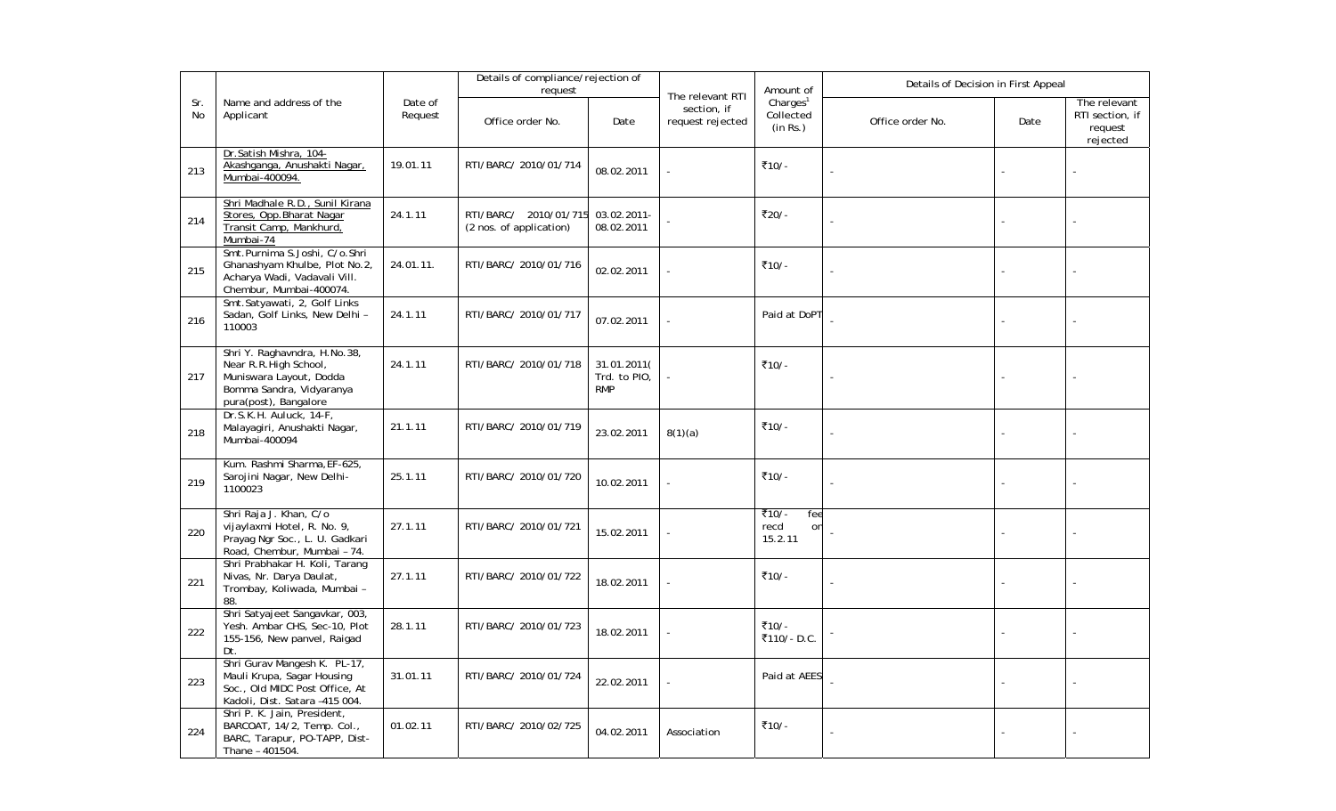| Sr. No | Name and address of the Applicant | Date of Request | Details of compliance/rejection of request | | The relevant RTI section, if request rejected | Amount of Charges[1] Collected (in Rs.) | Details of Decision in First Appeal | | |
|---|---|---|---|---|---|---|---|---|---|
| | | | Office order No. | Date | | | Office order No. | Date | The relevant RTI section, if request rejected |
| 213 | Dr.Satish Mishra, 104-Akashganga, Anushakti Nagar, Mumbai-400094. | 19.01.11 | RTI/BARC/ 2010/01/714 | 08.02.2011 | - | ₹10/- | - | - | - |
| 214 | Shri Madhale R.D., Sunil Kirana Stores, Opp.Bharat Nagar Transit Camp, Mankhurd, Mumbai-74 | 24.1.11 | RTI/BARC/ 2010/01/715 (2 nos. of application) | 03.02.2011-08.02.2011 | - | ₹20/- | - | - | - |
| 215 | Smt.Purnima S.Joshi, C/o.Shri Ghanashyam Khulbe, Plot No.2, Acharya Wadi, Vadavali Vill. Chembur, Mumbai-400074. | 24.01.11. | RTI/BARC/ 2010/01/716 | 02.02.2011 | - | ₹10/- | - | - | - |
| 216 | Smt.Satyawati, 2, Golf Links Sadan, Golf Links, New Delhi – 110003 | 24.1.11 | RTI/BARC/ 2010/01/717 | 07.02.2011 | - | Paid at DoPT | - | - | - |
| 217 | Shri Y. Raghavndra, H.No.38, Near R.R.High School, Muniswara Layout, Dodda Bomma Sandra, Vidyaranya pura(post), Bangalore | 24.1.11 | RTI/BARC/ 2010/01/718 | 31.01.2011( Trd. to PIO, RMP | - | ₹10/- | - | - | - |
| 218 | Dr.S.K.H. Auluck, 14-F, Malayagiri, Anushakti Nagar, Mumbai-400094 | 21.1.11 | RTI/BARC/ 2010/01/719 | 23.02.2011 | 8(1)(a) | ₹10/- | - | - | - |
| 219 | Kum. Rashmi Sharma,EF-625, Sarojini Nagar, New Delhi-1100023 | 25.1.11 | RTI/BARC/ 2010/01/720 | 10.02.2011 | - | ₹10/- | - | - | - |
| 220 | Shri Raja J. Khan, C/o vijaylaxmi Hotel, R. No. 9, Prayag Ngr Soc., L. U. Gadkari Road, Chembur, Mumbai – 74. | 27.1.11 | RTI/BARC/ 2010/01/721 | 15.02.2011 | - | ₹10/- fee recd on 15.2.11 | - | - | - |
| 221 | Shri Prabhakar H. Koli, Tarang Nivas, Nr. Darya Daulat, Trombay, Koliwada, Mumbai – 88. | 27.1.11 | RTI/BARC/ 2010/01/722 | 18.02.2011 | - | ₹10/- | - | - | - |
| 222 | Shri Satyajeet Sangavkar, 003, Yesh. Ambar CHS, Sec-10, Plot 155-156, New panvel, Raigad Dt. | 28.1.11 | RTI/BARC/ 2010/01/723 | 18.02.2011 | - | ₹10/- ₹110/- D.C. | - | - | - |
| 223 | Shri Gurav Mangesh K. PL-17, Mauli Krupa, Sagar Housing Soc., Old MIDC Post Office, At Kadoli, Dist. Satara -415 004. | 31.01.11 | RTI/BARC/ 2010/01/724 | 22.02.2011 | - | Paid at AEES | - | - | - |
| 224 | Shri P. K. Jain, President, BARCOAT, 14/2, Temp. Col., BARC, Tarapur, PO-TAPP, Dist-Thane – 401504. | 01.02.11 | RTI/BARC/ 2010/02/725 | 04.02.2011 | Association | ₹10/- | - | - | - |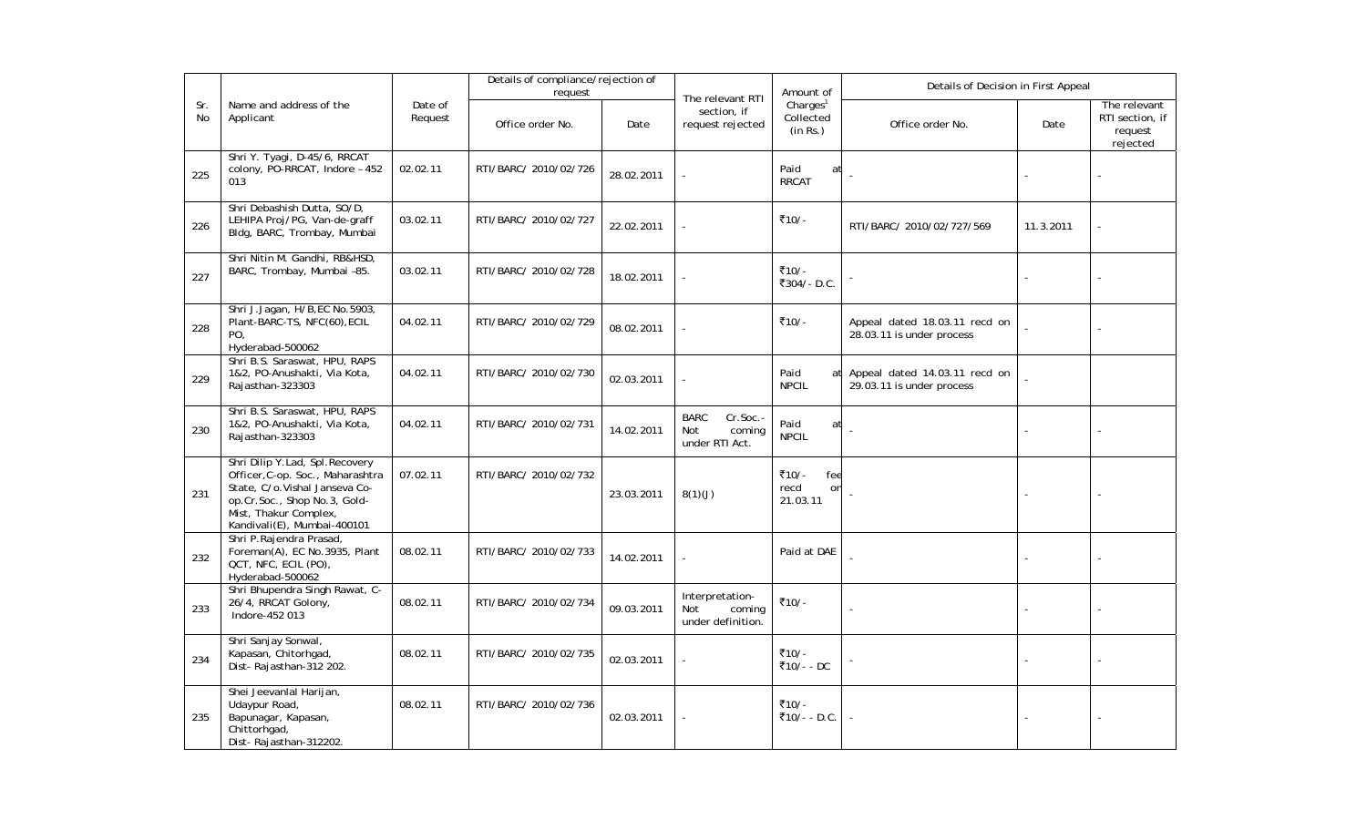| Sr. No | Name and address of the Applicant | Date of Request | Details of compliance/rejection of request | | The relevant RTI section, if request rejected | Amount of Charges[1] Collected (in Rs.) | Details of Decision in First Appeal | | |
|---|---|---|---|---|---|---|---|---|---|
| | | | Office order No. | Date | | | Office order No. | Date | The relevant RTI section, if request rejected |
| 225 | Shri Y. Tyagi, D-45/6, RRCAT colony, PO-RRCAT, Indore – 452 013 | 02.02.11 | RTI/BARC/ 2010/02/726 | 28.02.2011 | - | Paid at RRCAT | - | - | - |
| 226 | Shri Debashish Dutta, SO/D, LEHIPA Proj/PG, Van-de-graff Bldg, BARC, Trombay, Mumbai | 03.02.11 | RTI/BARC/ 2010/02/727 | 22.02.2011 | - | ₹10/- | RTI/BARC/ 2010/02/727/569 | 11.3.2011 | - |
| 227 | Shri Nitin M. Gandhi, RB&HSD, BARC, Trombay, Mumbai –85. | 03.02.11 | RTI/BARC/ 2010/02/728 | 18.02.2011 | - | ₹10/- ₹304/- D.C. | - | - | - |
| 228 | Shri J.Jagan, H/B,EC No.5903, Plant-BARC-TS, NFC(60),ECIL PO, Hyderabad-500062 | 04.02.11 | RTI/BARC/ 2010/02/729 | 08.02.2011 | - | ₹10/- | Appeal dated 18.03.11 recd on 28.03.11 is under process | - | - |
| 229 | Shri B.S. Saraswat, HPU, RAPS 1&2, PO-Anushakti, Via Kota, Rajasthan-323303 | 04.02.11 | RTI/BARC/ 2010/02/730 | 02.03.2011 | - | Paid at NPCIL | Appeal dated 14.03.11 recd on 29.03.11 is under process | - | |
| 230 | Shri B.S. Saraswat, HPU, RAPS 1&2, PO-Anushakti, Via Kota, Rajasthan-323303 | 04.02.11 | RTI/BARC/ 2010/02/731 | 14.02.2011 | BARC Cr.Soc.- Not coming under RTI Act. | Paid at NPCIL | - | - | - |
| 231 | Shri Dilip Y.Lad, Spl.Recovery Officer,C-op. Soc., Maharashtra State, C/o.Vishal Janseva Co-op.Cr.Soc., Shop No.3, Gold-Mist, Thakur Complex, Kandivali(E), Mumbai-400101 | 07.02.11 | RTI/BARC/ 2010/02/732 | 23.03.2011 | 8(1)(J) | ₹10/- fee recd on 21.03.11 | - | - | - |
| 232 | Shri P.Rajendra Prasad, Foreman(A), EC No.3935, Plant QCT, NFC, ECIL (PO), Hyderabad-500062 | 08.02.11 | RTI/BARC/ 2010/02/733 | 14.02.2011 | - | Paid at DAE | - | - | - |
| 233 | Shri Bhupendra Singh Rawat, C-26/4, RRCAT Golony, Indore-452 013 | 08.02.11 | RTI/BARC/ 2010/02/734 | 09.03.2011 | Interpretation- Not coming under definition. | ₹10/- | - | - | - |
| 234 | Shri Sanjay Sonwal, Kapasan, Chitorhgad, Dist- Rajasthan-312 202. | 08.02.11 | RTI/BARC/ 2010/02/735 | 02.03.2011 | - | ₹10/- ₹10/- - DC | - | - | - |
| 235 | Shei Jeevanlal Harijan, Udaypur Road, Bapunagar, Kapasan, Chittorhgad, Dist- Rajasthan-312202. | 08.02.11 | RTI/BARC/ 2010/02/736 | 02.03.2011 | - | ₹10/- ₹10/- - D.C. | - | - | - |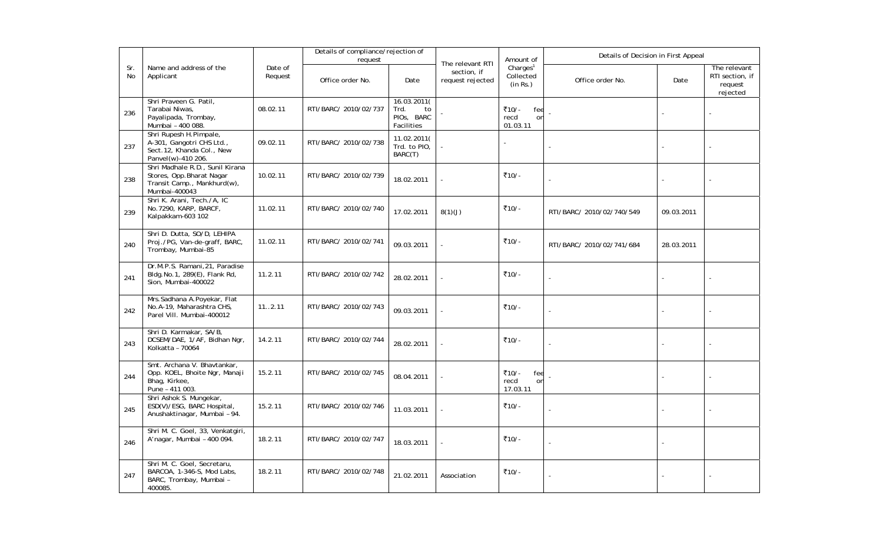| Sr. No | Name and address of the Applicant | Date of Request | Details of compliance/rejection of request | | The relevant RTI section, if request rejected | Amount of Charges[1] Collected (in Rs.) | Details of Decision in First Appeal | | |
|---|---|---|---|---|---|---|---|---|---|
| | | | Office order No. | Date | | | Office order No. | Date | The relevant RTI section, if request rejected |
| 236 | Shri Praveen G. Patil, Tarabai Niwas, Payalipada, Trombay, Mumbai – 400 088. | 08.02.11 | RTI/BARC/ 2010/02/737 | 16.03.2011( Trd. to PIOs, BARC Facilities | - | ₹10/- fee recd on 01.03.11 | - | - | - |
| 237 | Shri Rupesh H.Pimpale, A-301, Gangotri CHS Ltd., Sect.12, Khanda Col., New Panvel(w)-410 206. | 09.02.11 | RTI/BARC/ 2010/02/738 | 11.02.2011( Trd. to PIO, BARC(T) | - | - | - | - | - |
| 238 | Shri Madhale R.D., Sunil Kirana Stores, Opp.Bharat Nagar Transit Camp., Mankhurd(w), Mumbai-400043 | 10.02.11 | RTI/BARC/ 2010/02/739 | 18.02.2011 | - | ₹10/- | - | - | - |
| 239 | Shri K. Arani, Tech./A, IC No.7290, KARP, BARCF, Kalpakkam-603 102 | 11.02.11 | RTI/BARC/ 2010/02/740 | 17.02.2011 | 8(1)(J) | ₹10/- | RTI/BARC/ 2010/02/740/549 | 09.03.2011 | |
| 240 | Shri D. Dutta, SO/D, LEHIPA Proj./PG, Van-de-graff, BARC, Trombay, Mumbai-85 | 11.02.11 | RTI/BARC/ 2010/02/741 | 09.03.2011 | - | ₹10/- | RTI/BARC/ 2010/02/741/684 | 28.03.2011 | |
| 241 | Dr.M.P.S. Ramani,21, Paradise Bldg.No.1, 289(E), Flank Rd, Sion, Mumbai-400022 | 11.2.11 | RTI/BARC/ 2010/02/742 | 28.02.2011 | - | ₹10/- | - | - | - |
| 242 | Mrs.Sadhana A.Poyekar, Flat No.A-19, Maharashtra CHS, Parel Vill. Mumbai-400012 | 11..2.11 | RTI/BARC/ 2010/02/743 | 09.03.2011 | - | ₹10/- | - | - | - |
| 243 | Shri D. Karmakar, SA/B, DCSEM/DAE, 1/AF, Bidhan Ngr, Kolkatta – 70064 | 14.2.11 | RTI/BARC/ 2010/02/744 | 28.02.2011 | - | ₹10/- | - | - | - |
| 244 | Smt. Archana V. Bhavtankar, Opp. KOEL, Bhoite Ngr, Manaji Bhag, Kirkee, Pune – 411 003. | 15.2.11 | RTI/BARC/ 2010/02/745 | 08.04.2011 | - | ₹10/- fee recd on 17.03.11 | - | - | - |
| 245 | Shri Ashok S. Mungekar, ESD(V)/ESG, BARC Hospital, Anushaktinagar, Mumbai – 94. | 15.2.11 | RTI/BARC/ 2010/02/746 | 11.03.2011 | - | ₹10/- | - | - | - |
| 246 | Shri M. C. Goel, 33, Venkatgiri, A'nagar, Mumbai – 400 094. | 18.2.11 | RTI/BARC/ 2010/02/747 | 18.03.2011 | - | ₹10/- | - | - | |
| 247 | Shri M. C. Goel, Secretaru, BARCOA, 1-346-S, Mod Labs, BARC, Trombay, Mumbai – 400085. | 18.2.11 | RTI/BARC/ 2010/02/748 | 21.02.2011 | Association | ₹10/- | - | - | - |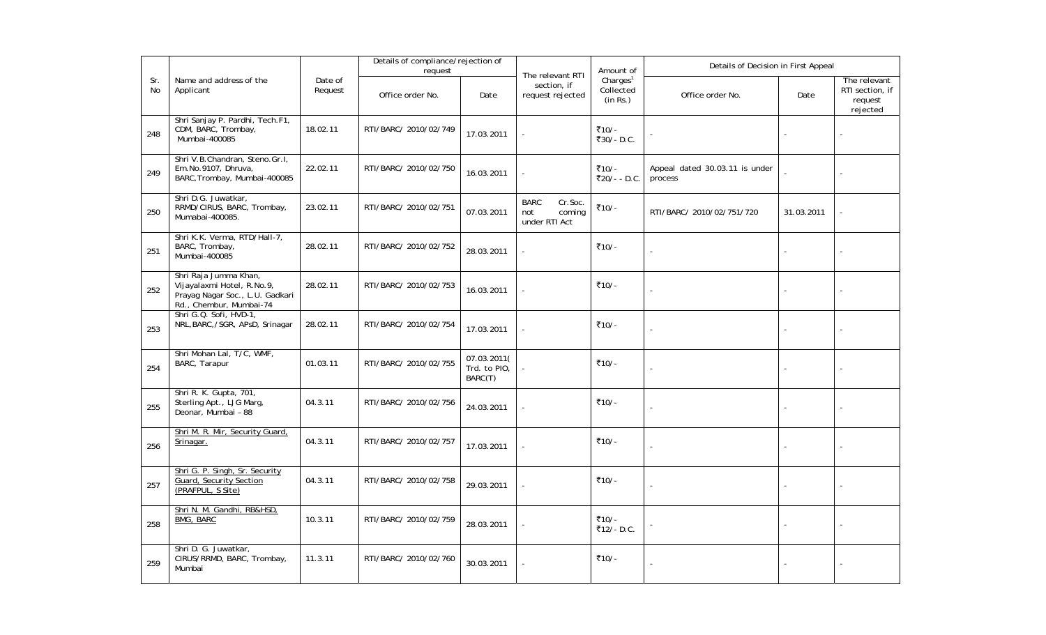| Sr. No | Name and address of the Applicant | Date of Request | Details of compliance/rejection of request | | The relevant RTI section, if request rejected | Amount of Charges[1] Collected (in Rs.) | Details of Decision in First Appeal | | |
|---|---|---|---|---|---|---|---|---|---|
| | | | Office order No. | Date | | | Office order No. | Date | The relevant RTI section, if request rejected |
| 248 | Shri Sanjay P. Pardhi, Tech.F1, CDM, BARC, Trombay, Mumbai-400085 | 18.02.11 | RTI/BARC/ 2010/02/749 | 17.03.2011 | - | ₹10/- ₹30/- D.C. | - | - | - |
| 249 | Shri V.B.Chandran, Steno.Gr.I, Em.No.9107, Dhruva, BARC,Trombay, Mumbai-400085 | 22.02.11 | RTI/BARC/ 2010/02/750 | 16.03.2011 | - | ₹10/- ₹20/- - D.C. | Appeal dated 30.03.11 is under process | - | - |
| 250 | Shri D.G. Juwatkar, RRMD/CIRUS, BARC, Trombay, Mumabai-400085. | 23.02.11 | RTI/BARC/ 2010/02/751 | 07.03.2011 | BARC Cr.Soc. not coming under RTI Act | ₹10/- | RTI/BARC/ 2010/02/751/720 | 31.03.2011 | - |
| 251 | Shri K.K. Verma, RTD/Hall-7, BARC, Trombay, Mumbai-400085 | 28.02.11 | RTI/BARC/ 2010/02/752 | 28.03.2011 | - | ₹10/- | - | - | - |
| 252 | Shri Raja Jumma Khan, Vijayalaxmi Hotel, R.No.9, Prayag Nagar Soc., L.U. Gadkari Rd., Chembur, Mumbai-74 | 28.02.11 | RTI/BARC/ 2010/02/753 | 16.03.2011 | - | ₹10/- | - | - | - |
| 253 | Shri G.Q. Sofi, HVD-1, NRL,BARC,/SGR, APsD, Srinagar | 28.02.11 | RTI/BARC/ 2010/02/754 | 17.03.2011 | - | ₹10/- | - | - | - |
| 254 | Shri Mohan Lal, T/C, WMF, BARC, Tarapur | 01.03.11 | RTI/BARC/ 2010/02/755 | 07.03.2011( Trd. to PIO, BARC(T) | - | ₹10/- | - | - | - |
| 255 | Shri R. K. Gupta, 701, Sterling Apt., LJG Marg, Deonar, Mumbai – 88 | 04.3.11 | RTI/BARC/ 2010/02/756 | 24.03.2011 | - | ₹10/- | - | - | - |
| 256 | Shri M. R. Mir, Security Guard, Srinagar. | 04.3.11 | RTI/BARC/ 2010/02/757 | 17.03.2011 | - | ₹10/- | - | - | - |
| 257 | Shri G. P. Singh, Sr. Security Guard, Security Section (PRAFPUL, S Site) | 04.3.11 | RTI/BARC/ 2010/02/758 | 29.03.2011 | - | ₹10/- | - | - | - |
| 258 | Shri N. M. Gandhi, RB&HSD, BMG, BARC | 10.3.11 | RTI/BARC/ 2010/02/759 | 28.03.2011 | - | ₹10/- ₹12/- D.C. | - | - | - |
| 259 | Shri D. G. Juwatkar, CIRUS/RRMD, BARC, Trombay, Mumbai | 11.3.11 | RTI/BARC/ 2010/02/760 | 30.03.2011 | - | ₹10/- | - | - | - |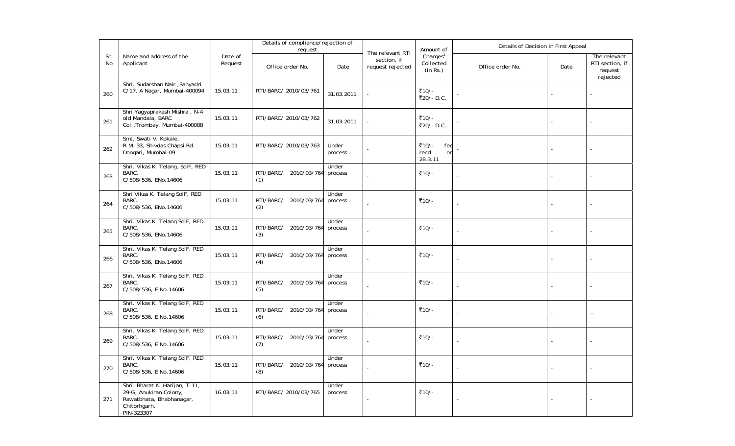| Sr. No | Name and address of the Applicant | Date of Request | Details of compliance/rejection of request | | The relevant RTI section, if request rejected | Amount of Charges[1] Collected (in Rs.) | Details of Decision in First Appeal | | |
|---|---|---|---|---|---|---|---|---|---|
| | | | Office order No. | Date | | | Office order No. | Date | The relevant RTI section, if request rejected |
| 260 | Shri. Sudarshan Nair ,Sahyadri C/17, A Nagar, Mumbai-400094 | 15.03.11 | RTI/BARC/ 2010/03/761 | 31.03.2011 | - | ₹10/- ₹20/- D.C. | - | - | - |
| 261 | Shri Yagyaprakash Mishra , N-4 old Mandala, BARC Col.,Trombay, Mumbai-400088 | 15.03.11 | RTI/BARC/ 2010/03/762 | 31.03.2011 | - | ₹10/- ₹20/- D.C. | - | - | - |
| 262 | Smt. Swati V. Kokale, R.M. 33, Shivdas Chapsi Rd. Dongari, Mumbai-09 | 15.03.11 | RTI/BARC/ 2010/03/763 | Under process | - | ₹10/- fee recd on 28.3.11 | - | - | - |
| 263 | Shri. Vikas K. Telang, SoIF, RED BARC. C/508/536, ENo.14606 | 15.03.11 | RTI/BARC/ 2010/03/764 (1) | Under process | - | ₹10/- | - | - | - |
| 264 | Shri Vikas K. Telang SoIF, RED BARC. C/508/536, ENo.14606 | 15.03.11 | RTI/BARC/ 2010/03/764 (2) | Under process | - | ₹10/- | - | - | - |
| 265 | Shri. Vikas K. Telang SoIF, RED BARC. C/508/536, ENo.14606 | 15.03.11 | RTI/BARC/ 2010/03/764 (3) | Under process | - | ₹10/- | - | - | - |
| 266 | Shri. Vikas K. Telang SoIF, RED BARC. C/508/536, ENo.14606 | 15.03.11 | RTI/BARC/ 2010/03/764 (4) | Under process | - | ₹10/- | - | - | - |
| 267 | Shri. Vikas K. Telang SoIF, RED BARC. C/508/536, E No.14606 | 15.03.11 | RTI/BARC/ 2010/03/764 (5) | Under process | - | ₹10/- | - | - | - |
| 268 | Shri. Vikas K. Telang SoIF, RED BARC. C/508/536, E No.14606 | 15.03.11 | RTI/BARC/ 2010/03/764 (6) | Under process | - | ₹10/- | - | - | -- |
| 269 | Shri. Vikas K. Telang SoIF, RED BARC. C/508/536, E No.14606 | 15.03.11 | RTI/BARC/ 2010/03/764 (7) | Under process | - | ₹10/- | - | - | - |
| 270 | Shri. Vikas K. Telang SoIF, RED BARC. C/508/536, E No.14606 | 15.03.11 | RTI/BARC/ 2010/03/764 (8) | Under process | - | ₹10/- | - | - | - |
| 271 | Shri. Bharat K. Harijan, T-11, 29-G, Anukiran Colony, Rawatbhata, Bhabhanagar, Chitorhgarh. PIN-323307 | 16.03.11 | RTI/BARC/ 2010/03/765 | Under process | - | ₹10/- | - | - | - |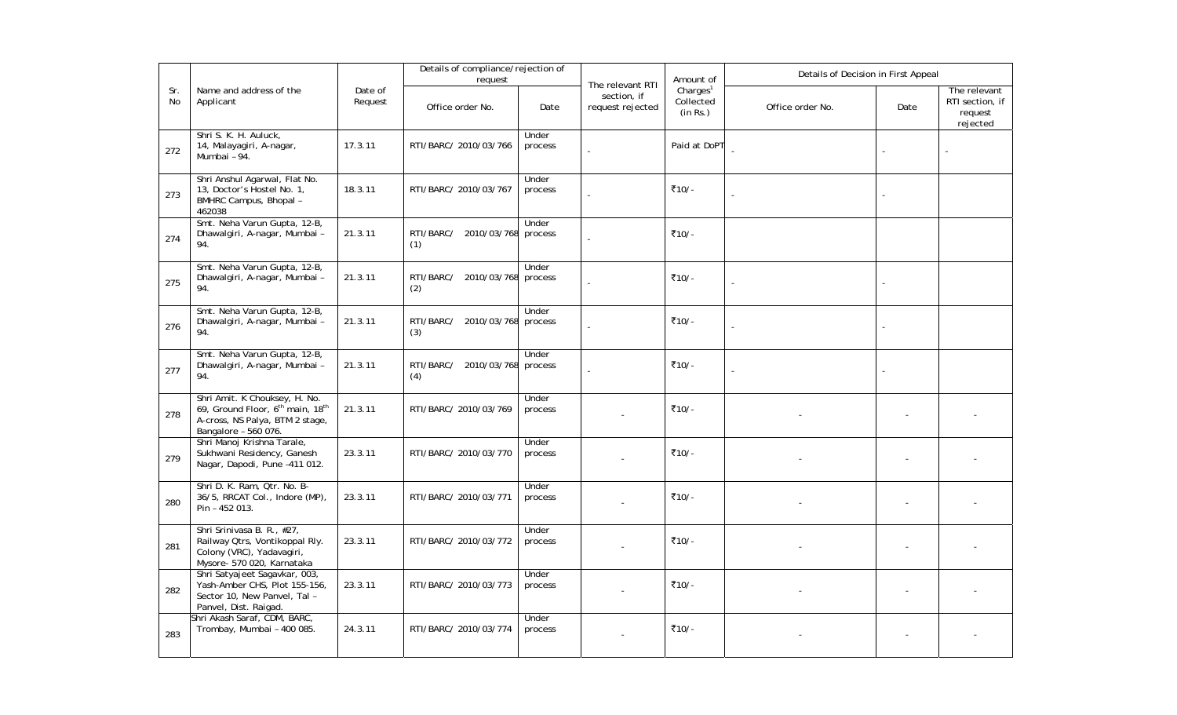| Sr. No | Name and address of the Applicant | Date of Request | Details of compliance/rejection of request | | The relevant RTI section, if request rejected | Amount of Charges[1] Collected (in Rs.) | Details of Decision in First Appeal | | |
|---|---|---|---|---|---|---|---|---|---|
| | | | Office order No. | Date | | | Office order No. | Date | The relevant RTI section, if request rejected |
| 272 | Shri S. K. H. Auluck, 14, Malayagiri, A-nagar, Mumbai – 94. | 17.3.11 | RTI/BARC/ 2010/03/766 | Under process | - | Paid at DoPT | - | - | - |
| 273 | Shri Anshul Agarwal, Flat No. 13, Doctor's Hostel No. 1, BMHRC Campus, Bhopal – 462038 | 18.3.11 | RTI/BARC/ 2010/03/767 | Under process | - | ₹10/- | - | - | |
| 274 | Smt. Neha Varun Gupta, 12-B, Dhawalgiri, A-nagar, Mumbai – 94. | 21.3.11 | RTI/BARC/ 2010/03/768 (1) | Under process | - | ₹10/- | | | |
| 275 | Smt. Neha Varun Gupta, 12-B, Dhawalgiri, A-nagar, Mumbai – 94. | 21.3.11 | RTI/BARC/ 2010/03/768 (2) | Under process | - | ₹10/- | - | - | |
| 276 | Smt. Neha Varun Gupta, 12-B, Dhawalgiri, A-nagar, Mumbai – 94. | 21.3.11 | RTI/BARC/ 2010/03/768 (3) | Under process | - | ₹10/- | - | - | |
| 277 | Smt. Neha Varun Gupta, 12-B, Dhawalgiri, A-nagar, Mumbai – 94. | 21.3.11 | RTI/BARC/ 2010/03/768 (4) | Under process | - | ₹10/- | - | - | |
| 278 | Shri Amit. K Chouksey, H. No. 69, Ground Floor, 6th main, 18th A-cross, NS Palya, BTM 2 stage, Bangalore – 560 076. | 21.3.11 | RTI/BARC/ 2010/03/769 | Under process | - | ₹10/- | - | - | - |
| 279 | Shri Manoj Krishna Tarale, Sukhwani Residency, Ganesh Nagar, Dapodi, Pune -411 012. | 23.3.11 | RTI/BARC/ 2010/03/770 | Under process | - | ₹10/- | - | - | - |
| 280 | Shri D. K. Ram, Qtr. No. B-36/5, RRCAT Col., Indore (MP), Pin – 452 013. | 23.3.11 | RTI/BARC/ 2010/03/771 | Under process | - | ₹10/- | - | - | - |
| 281 | Shri Srinivasa B. R., #27, Railway Qtrs, Vontikoppal Rly. Colony (VRC), Yadavagiri, Mysore- 570 020, Karnataka | 23.3.11 | RTI/BARC/ 2010/03/772 | Under process | - | ₹10/- | - | - | - |
| 282 | Shri Satyajeet Sagavkar, 003, Yash-Amber CHS, Plot 155-156, Sector 10, New Panvel, Tal – Panvel, Dist. Raigad. | 23.3.11 | RTI/BARC/ 2010/03/773 | Under process | - | ₹10/- | - | - | - |
| 283 | Shri Akash Saraf, CDM, BARC, Trombay, Mumbai – 400 085. | 24.3.11 | RTI/BARC/ 2010/03/774 | Under process | - | ₹10/- | - | - | - |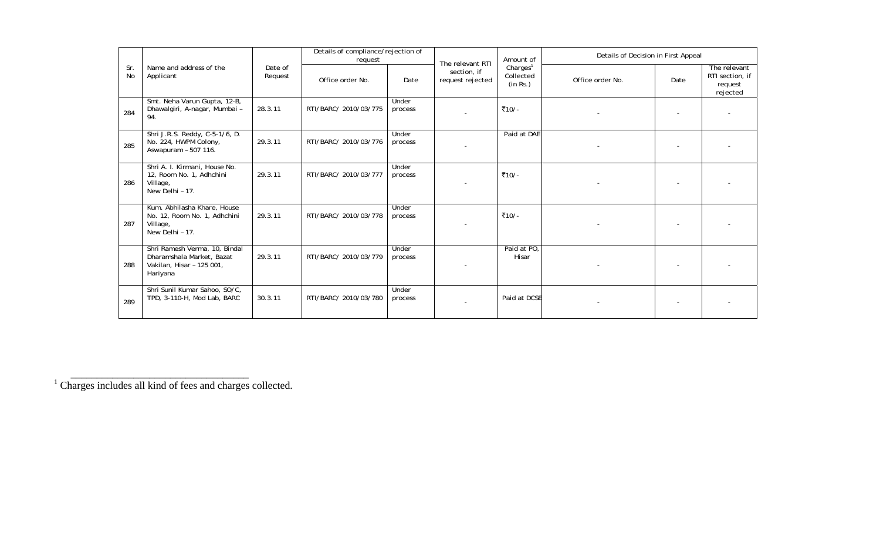| Sr. No | Name and address of the Applicant | Date of Request | Details of compliance/rejection of request | | The relevant RTI section, if request rejected | Amount of Charges[1] Collected (in Rs.) | Details of Decision in First Appeal | | |
|---|---|---|---|---|---|---|---|---|---|
| | | | Office order No. | Date | | | Office order No. | Date | The relevant RTI section, if request rejected |
| 284 | Smt. Neha Varun Gupta, 12-B, Dhawalgiri, A-nagar, Mumbai – 94. | 28.3.11 | RTI/BARC/ 2010/03/775 | Under process | - | ₹10/- | - | - | - |
| 285 | Shri J.R.S. Reddy, C-5-1/6, D. No. 224, HWPM Colony, Aswapuram – 507 116. | 29.3.11 | RTI/BARC/ 2010/03/776 | Under process | - | Paid at DAE | - | - | - |
| 286 | Shri A. I. Kirmani, House No. 12, Room No. 1, Adhchini Village, New Delhi – 17. | 29.3.11 | RTI/BARC/ 2010/03/777 | Under process | - | ₹10/- | - | - | - |
| 287 | Kum. Abhilasha Khare, House No. 12, Room No. 1, Adhchini Village, New Delhi – 17. | 29.3.11 | RTI/BARC/ 2010/03/778 | Under process | - | ₹10/- | - | - | - |
| 288 | Shri Ramesh Verma, 10, Bindal Dharamshala Market, Bazat Vakilan, Hisar – 125 001, Hariyana | 29.3.11 | RTI/BARC/ 2010/03/779 | Under process | - | Paid at PO, Hisar | - | - | - |
| 289 | Shri Sunil Kumar Sahoo, SO/C, TPD, 3-110-H, Mod Lab, BARC | 30.3.11 | RTI/BARC/ 2010/03/780 | Under process | - | Paid at DCSE | - | - | - |

[1] Charges includes all kind of fees and charges collected.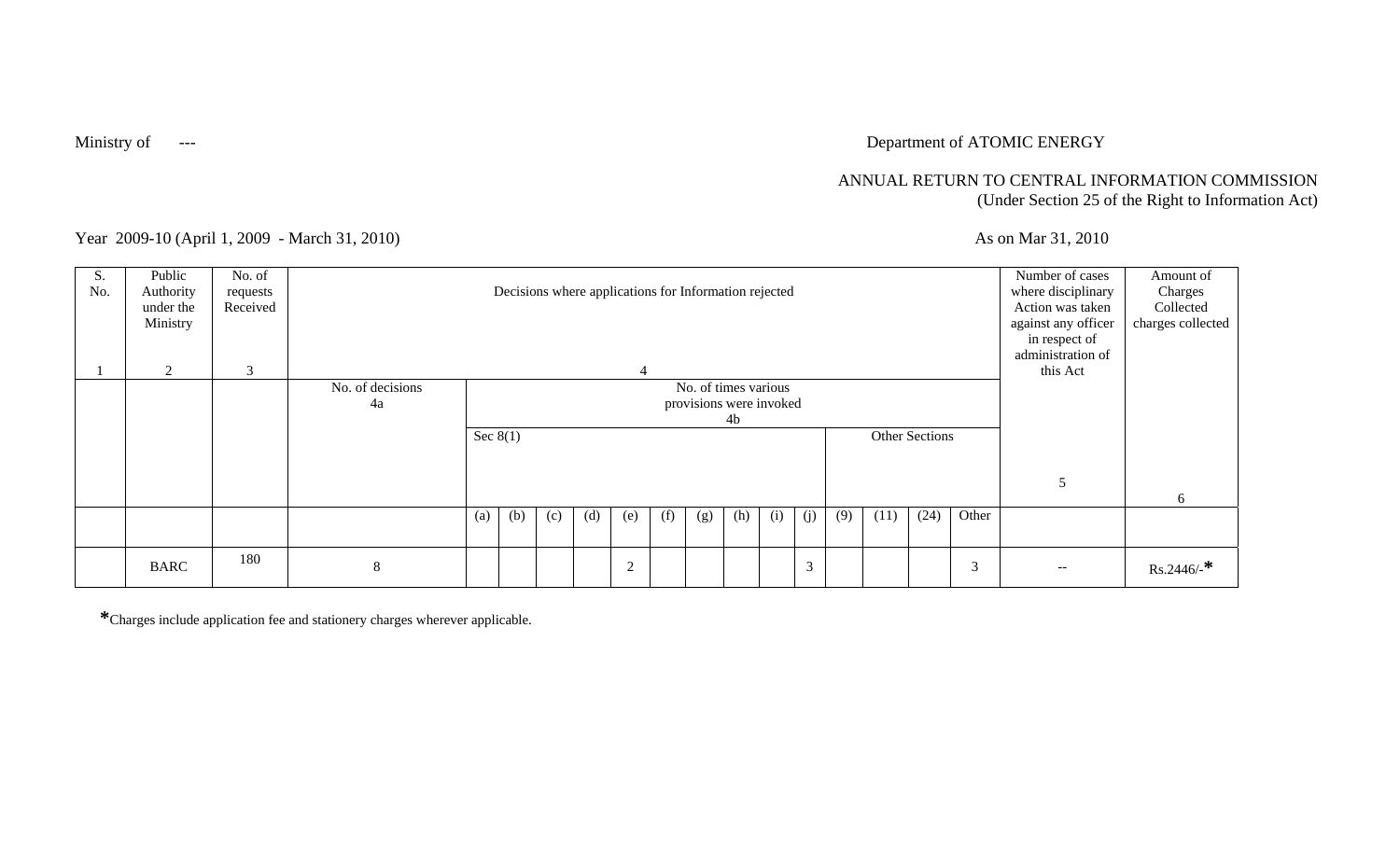Ministry of ---

Department of ATOMIC ENERGY

ANNUAL RETURN TO CENTRAL INFORMATION COMMISSION
(Under Section 25 of the Right to Information Act)

Year 2009-10 (April 1, 2009 - March 31, 2010)

As on Mar 31, 2010

| S. No. | Public Authority under the Ministry | No. of requests Received | Decisions where applications for Information rejected | | | | | | | | | | | | | | | Number of cases where disciplinary Action was taken against any officer in respect of administration of this Act | Amount of Charges Collected charges collected |
|---|---|---|---|---|---|---|---|---|---|---|---|---|---|---|---|---|---|---|---|
| 1 | 2 | 3 | 4 | | | | | | | | | | | | | | | 5 | 6 |
| | | | No. of decisions 4a | No. of times various provisions were invoked 4b | | | | | | | | | | | | | | | |
| | | | | Sec 8(1) | | | | | | | | | | Other Sections | | | | | |
| | | | | (a) | (b) | (c) | (d) | (e) | (f) | (g) | (h) | (i) | (j) | (9) | (11) | (24) | Other | | |
| | BARC | 180 | 8 | | | | | 2 | | | | | 3 | | | | 3 | -- | Rs.2446/-* |

*Charges include application fee and stationery charges wherever applicable.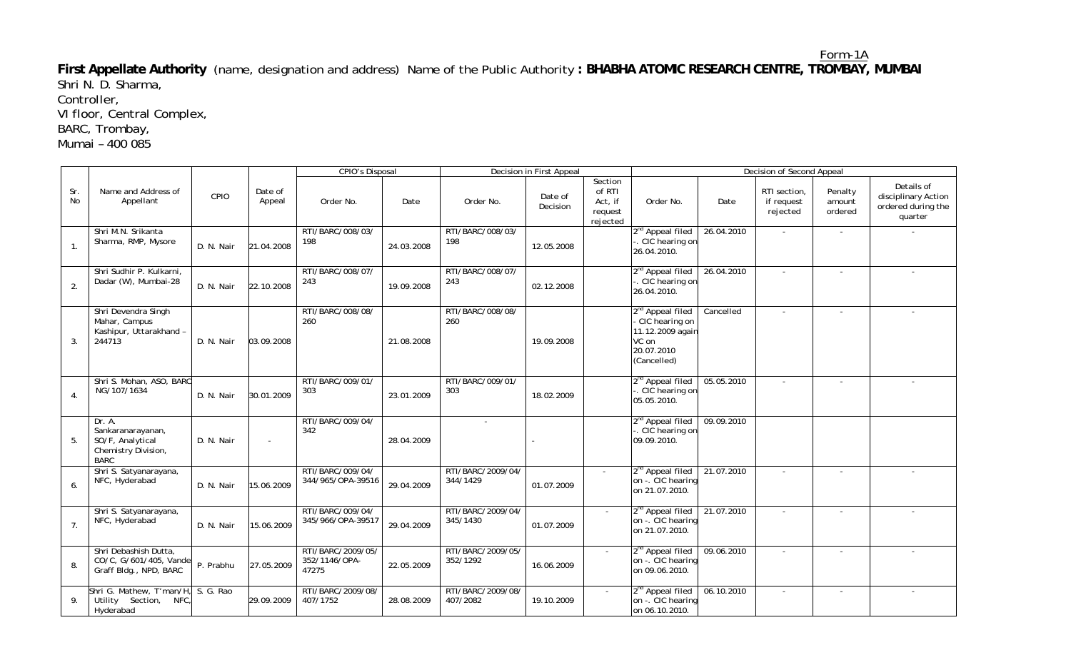Form-1A

**First Appellate Authority** (name, designation and address) Name of the Public Authority **: BHABHA ATOMIC RESEARCH CENTRE, TROMBAY, MUMBAI**

Shri N. D. Sharma,
Controller,
VI floor, Central Complex,
BARC, Trombay,
Mumai – 400 085

| Sr. No | Name and Address of Appellant | CPIO | Date of Appeal | CPIO's Disposal | | Decision in First Appeal | | | Decision of Second Appeal | | | | |
|---|---|---|---|---|---|---|---|---|---|---|---|---|---|
| | | | | Order No. | Date | Order No. | Date of Decision | Section of RTI Act, if request rejected | Order No. | Date | RTI section, if request rejected | Penalty amount ordered | Details of disciplinary Action ordered during the quarter |
| 1. | Shri M.N. Srikanta Sharma, RMP, Mysore | D. N. Nair | 21.04.2008 | RTI/BARC/008/03/ 198 | 24.03.2008 | RTI/BARC/008/03/ 198 | 12.05.2008 | | 2nd Appeal filed -. CIC hearing on 26.04.2010. | 26.04.2010 | - | - | - |
| 2. | Shri Sudhir P. Kulkarni, Dadar (W), Mumbai-28 | D. N. Nair | 22.10.2008 | RTI/BARC/008/07/ 243 | 19.09.2008 | RTI/BARC/008/07/ 243 | 02.12.2008 | | 2nd Appeal filed -. CIC hearing on 26.04.2010. | 26.04.2010 | - | - | - |
| 3. | Shri Devendra Singh Mahar, Campus Kashipur, Uttarakhand – 244713 | D. N. Nair | 03.09.2008 | RTI/BARC/008/08/ 260 | 21.08.2008 | RTI/BARC/008/08/ 260 | 19.09.2008 | | 2nd Appeal filed - CIC hearing on 11.12.2009 again VC on 20.07.2010 (Cancelled) | Cancelled | - | - | - |
| 4. | Shri S. Mohan, ASO, BARC NG/107/1634 | D. N. Nair | 30.01.2009 | RTI/BARC/009/01/ 303 | 23.01.2009 | RTI/BARC/009/01/ 303 | 18.02.2009 | | 2nd Appeal filed -. CIC hearing on 05.05.2010. | 05.05.2010 | - | - | - |
| 5. | Dr. A. Sankaranarayanan, SO/F, Analytical Chemistry Division, BARC | D. N. Nair | - | RTI/BARC/009/04/ 342 | 28.04.2009 | - | - | | 2nd Appeal filed -. CIC hearing on 09.09.2010. | 09.09.2010 | | | |
| 6. | Shri S. Satyanarayana, NFC, Hyderabad | D. N. Nair | 15.06.2009 | RTI/BARC/009/04/ 344/965/OPA-39516 | 29.04.2009 | RTI/BARC/2009/04/ 344/1429 | 01.07.2009 | - | 2nd Appeal filed on -. CIC hearing on 21.07.2010. | 21.07.2010 | - | - | - |
| 7. | Shri S. Satyanarayana, NFC, Hyderabad | D. N. Nair | 15.06.2009 | RTI/BARC/009/04/ 345/966/OPA-39517 | 29.04.2009 | RTI/BARC/2009/04/ 345/1430 | 01.07.2009 | - | 2nd Appeal filed on -. CIC hearing on 21.07.2010. | 21.07.2010 | - | - | - |
| 8. | Shri Debashish Dutta, CO/C, G/601/405, Vande Graff Bldg., NPD, BARC | P. Prabhu | 27.05.2009 | RTI/BARC/2009/05/ 352/1146/OPA-47275 | 22.05.2009 | RTI/BARC/2009/05/ 352/1292 | 16.06.2009 | - | 2nd Appeal filed on -. CIC hearing on 09.06.2010. | 09.06.2010 | - | - | - |
| 9. | Shri G. Mathew, T'man/H, Utility Section, NFC, Hyderabad | S. G. Rao | 29.09.2009 | RTI/BARC/2009/08/ 407/1752 | 28.08.2009 | RTI/BARC/2009/08/ 407/2082 | 19.10.2009 | - | 2nd Appeal filed on -. CIC hearing on 06.10.2010. | 06.10.2010 | - | - | - |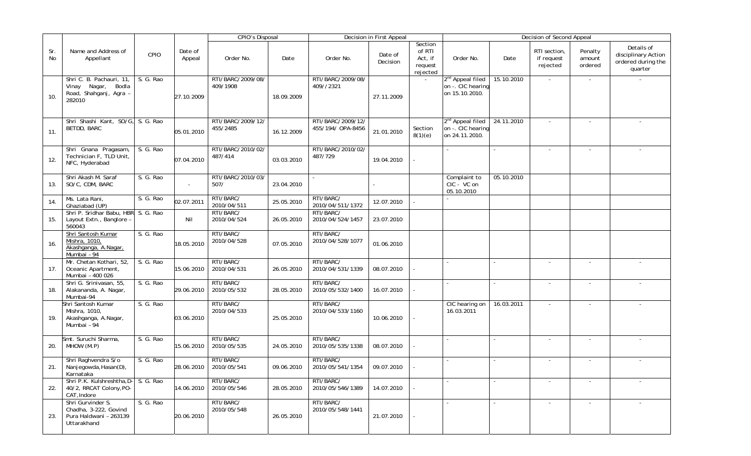| Sr. No | Name and Address of Appellant | CPIO | Date of Appeal | CPIO's Disposal | | Decision in First Appeal | | | Decision of Second Appeal | | | | |
|---|---|---|---|---|---|---|---|---|---|---|---|---|---|
| | | | | Order No. | Date | Order No. | Date of Decision | Section of RTI Act, if request rejected | Order No. | Date | RTI section, if request rejected | Penalty amount ordered | Details of disciplinary Action ordered during the quarter |
| 10. | Shri C. B. Pachauri, 11, Vinay Nagar, Bodla Road, Shahganj, Agra – 282010 | S. G. Rao | 27.10.2009 | RTI/BARC/2009/08/ 409/1908 | 18.09.2009 | RTI/BARC/2009/08/ 409//2321 | 27.11.2009 | - | 2nd Appeal filed on -. CIC hearing on 15.10.2010. | 15.10.2010 | - | - | - |
| 11. | Shri Shashi Kant, SO/G, BETDD, BARC | S. G. Rao | 05.01.2010 | RTI/BARC/2009/12/ 455/2485 | 16.12.2009 | RTI/BARC/2009/12/ 455/194/ OPA-8456 | 21.01.2010 | Section 8(1)(e) | 2nd Appeal filed on -. CIC hearing on 24.11.2010. | 24.11.2010 | - | - | - |
| 12. | Shri Gnana Pragasam, Technician F, TLD Unit, NFC, Hyderabad | S. G. Rao | 07.04.2010 | RTI/BARC/2010/02/ 487/414 | 03.03.2010 | RTI/BARC/2010/02/ 487/729 | 19.04.2010 | - | - | - | - | - | - |
| 13. | Shri Akash M. Saraf SO/C, CDM, BARC | S. G. Rao | - | RTI/BARC/2010/03/ 507/ | 23.04.2010 | - | - | | Complaint to CIC - VC on 05.10.2010 | 05.10.2010 | | | |
| 14. | Ms. Lata Rani, Ghaziabad (UP) | S. G. Rao | 02.07.2011 | RTI/BARC/ 2010/04/511 | 25.05.2010 | RTI/BARC/ 2010/04/511/1372 | 12.07.2010 | - | - | | | | |
| 15. | Shri P. Sridhar Babu, HBR Layout Extn., Banglore – 560043 | S. G. Rao | Nil | RTI/BARC/ 2010/04/524 | 26.05.2010 | RTI/BARC/ 2010/04/524/1457 | 23.07.2010 | | | | | | |
| 16. | Shri Santosh Kumar Mishra, 1010, Akashganga, A.Nagar, Mumbai – 94 | S. G. Rao | 18.05.2010 | RTI/BARC/ 2010/04/528 | 07.05.2010 | RTI/BARC/ 2010/04/528/1077 | 01.06.2010 | | | | | | |
| 17. | Mr. Chetan Kothari, 52, Oceanic Apartment, Mumbai – 400 026 | S. G. Rao | 15.06.2010 | RTI/BARC/ 2010/04/531 | 26.05.2010 | RTI/BARC/ 2010/04/531/1339 | 08.07.2010 | - | - | - | - | - | - |
| 18. | Shri G. Srinivasan, 55, Alakananda, A. Nagar, Mumbai-94 | S. G. Rao | 29.06.2010 | RTI/BARC/ 2010/05/532 | 28.05.2010 | RTI/BARC/ 2010/05/532/1400 | 16.07.2010 | - | - | - | - | - | - |
| 19. | Shri Santosh Kumar Mishra, 1010, Akashganga, A.Nagar, Mumbai – 94 | S. G. Rao | 03.06.2010 | RTI/BARC/ 2010/04/533 | 25.05.2010 | RTI/BARC/ 2010/04/533/1160 | 10.06.2010 | - | CIC hearing on 16.03.2011 | 16.03.2011 | - | - | - |
| 20. | Smt. Suruchi Sharma, MHOW (M.P) | S. G. Rao | 15.06.2010 | RTI/BARC/ 2010/05/535 | 24.05.2010 | RTI/BARC/ 2010/05/535/1338 | 08.07.2010 | - | - | - | - | - | - |
| 21. | Shri Raghvendra S/o Nanjegowda,Hasan(D), Karnataka | S. G. Rao | 28.06.2010 | RTI/BARC/ 2010/05/541 | 09.06.2010 | RTI/BARC/ 2010/05/541/1354 | 09.07.2010 | - | - | - | - | - | - |
| 22. | Shri P.K. Kulshreshtha,D-40/2, RRCAT Colony,PO-CAT,Indore | S. G. Rao | 14.06.2010 | RTI/BARC/ 2010/05/546 | 28.05.2010 | RTI/BARC/ 2010/05/546/1389 | 14.07.2010 | - | - | - | - | - | - |
| 23. | Shri Gurvinder S. Chadha, 3-222, Govind Pura Haldwani – 263139 Uttarakhand | S. G. Rao | 20.06.2010 | RTI/BARC/ 2010/05/548 | 26.05.2010 | RTI/BARC/ 2010/05/548/1441 | 21.07.2010 | - | - | - | - | - | - |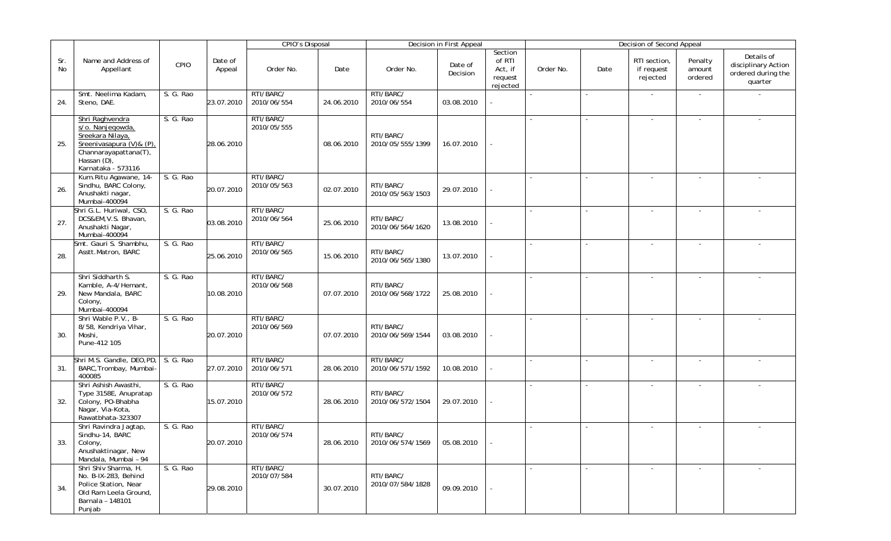| Sr. No | Name and Address of Appellant | CPIO | Date of Appeal | CPIO's Disposal | | Decision in First Appeal | | | Decision of Second Appeal | | | | |
|---|---|---|---|---|---|---|---|---|---|---|---|---|---|
| | | | | Order No. | Date | Order No. | Date of Decision | Section of RTI Act, if request rejected | Order No. | Date | RTI section, if request rejected | Penalty amount ordered | Details of disciplinary Action ordered during the quarter |
| 24. | Smt. Neelima Kadam, Steno, DAE. | S. G. Rao | 23.07.2010 | RTI/BARC/ 2010/06/554 | 24.06.2010 | RTI/BARC/ 2010/06/554 | 03.08.2010 | - | - | - | - | - | - |
| 25. | Shri Raghvendra s/o. Nanjegowda, Sreekara Nilaya, Sreenivasapura (V)& (P), Channarayapattana(T), Hassan (D), Karnataka - 573116 | S. G. Rao | 28.06.2010 | RTI/BARC/ 2010/05/555 | 08.06.2010 | RTI/BARC/ 2010/05/555/1399 | 16.07.2010 | - | - | - | - | - | - |
| 26. | Kum.Ritu Agawane, 14-Sindhu, BARC Colony, Anushakti nagar, Mumbai-400094 | S. G. Rao | 20.07.2010 | RTI/BARC/ 2010/05/563 | 02.07.2010 | RTI/BARC/ 2010/05/563/1503 | 29.07.2010 | - | - | - | - | - | - |
| 27. | Shri G.L. Huriwal, CSO, DCS&EM,V.S. Bhavan, Anushakti Nagar, Mumbai-400094 | S. G. Rao | 03.08.2010 | RTI/BARC/ 2010/06/564 | 25.06.2010 | RTI/BARC/ 2010/06/564/1620 | 13.08.2010 | - | - | - | - | - | - |
| 28. | Smt. Gauri S. Shambhu, Asstt.Matron, BARC | S. G. Rao | 25.06.2010 | RTI/BARC/ 2010/06/565 | 15.06.2010 | RTI/BARC/ 2010/06/565/1380 | 13.07.2010 | - | - | - | - | - | - |
| 29. | Shri Siddharth S. Kamble, A-4/Hemant, New Mandala, BARC Colony, Mumbai-400094 | S. G. Rao | 10.08.2010 | RTI/BARC/ 2010/06/568 | 07.07.2010 | RTI/BARC/ 2010/06/568/1722 | 25.08.2010 | - | - | - | - | - | - |
| 30. | Shri Wable P.V., B-8/58, Kendriya Vihar, Moshi, Pune-412 105 | S. G. Rao | 20.07.2010 | RTI/BARC/ 2010/06/569 | 07.07.2010 | RTI/BARC/ 2010/06/569/1544 | 03.08.2010 | - | - | - | - | - | - |
| 31. | Shri M.S. Gandle, DEO,PD, BARC,Trombay, Mumbai-400085 | S. G. Rao | 27.07.2010 | RTI/BARC/ 2010/06/571 | 28.06.2010 | RTI/BARC/ 2010/06/571/1592 | 10.08.2010 | - | - | - | - | - | - |
| 32. | Shri Ashish Awasthi, Type 3158E, Anupratap Colony, PO-Bhabha Nagar, Via-Kota, Rawatbhata-323307 | S. G. Rao | 15.07.2010 | RTI/BARC/ 2010/06/572 | 28.06.2010 | RTI/BARC/ 2010/06/572/1504 | 29.07.2010 | - | - | - | - | - | - |
| 33. | Shri Ravindra Jagtap, Sindhu-14, BARC Colony, Anushaktinagar, New Mandala, Mumbai – 94 | S. G. Rao | 20.07.2010 | RTI/BARC/ 2010/06/574 | 28.06.2010 | RTI/BARC/ 2010/06/574/1569 | 05.08.2010 | - | - | - | - | - | - |
| 34. | Shri Shiv Sharma, H. No. B-IX-283, Behind Police Station, Near Old Ram Leela Ground, Barnala – 148101 Punjab | S. G. Rao | 29.08.2010 | RTI/BARC/ 2010/07/584 | 30.07.2010 | RTI/BARC/ 2010/07/584/1828 | 09.09.2010 | - | - | - | - | - | - |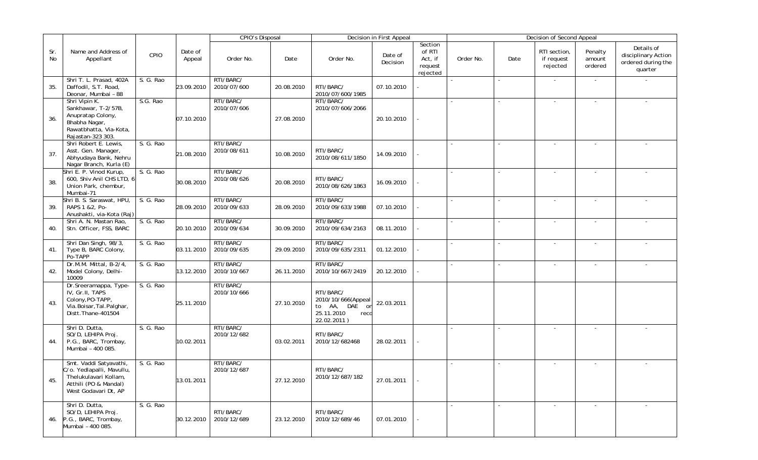| Sr. No | Name and Address of Appellant | CPIO | Date of Appeal | CPIO's Disposal | | Decision in First Appeal | | | Decision of Second Appeal | | | | |
|---|---|---|---|---|---|---|---|---|---|---|---|---|---|
| | | | | Order No. | Date | Order No. | Date of Decision | Section of RTI Act, if request rejected | Order No. | Date | RTI section, if request rejected | Penalty amount ordered | Details of disciplinary Action ordered during the quarter |
| 35. | Shri T. L. Prasad, 402A Daffodil, S.T. Road, Deonar, Mumbai – 88 | S. G. Rao | 23.09.2010 | RTI/BARC/ 2010/07/600 | 20.08.2010 | RTI/BARC/ 2010/07/600/1985 | 07.10.2010 | - | - | - | - | - | - |
| 36. | Shri Vipin K. Sankhawar, T-2/57B, Anupratap Colony, Bhabha Nagar, Rawatbhatta, Via-Kota, Rajastan-323 303. | S.G. Rao | 07.10.2010 | RTI/BARC/ 2010/07/606 | 27.08.2010 | RTI/BARC/ 2010/07/606/2066 | 20.10.2010 | - | - | - | - | - | - |
| 37. | Shri Robert E. Lewis, Asst. Gen. Manager, Abhyudaya Bank, Nehru Nagar Branch, Kurla (E) | S. G. Rao | 21.08.2010 | RTI/BARC/ 2010/08/611 | 10.08.2010 | RTI/BARC/ 2010/08/611/1850 | 14.09.2010 | - | - | - | - | - | - |
| 38. | Shri E. P. Vinod Kurup, 600, Shiv Anil CHS LTD, 6 Union Park, chembur, Mumbai-71 | S. G. Rao | 30.08.2010 | RTI/BARC/ 2010/08/626 | 20.08.2010 | RTI/BARC/ 2010/08/626/1863 | 16.09.2010 | - | - | - | - | - | - |
| 39. | Shri B. S. Saraswat, HPU, RAPS 1 &2, Po- Anushakti, via-Kota (Raj) | S. G. Rao | 28.09.2010 | RTI/BARC/ 2010/09/633 | 28.09.2010 | RTI/BARC/ 2010/09/633/1988 | 07.10.2010 | - | - | - | - | - | - |
| 40. | Shri A. N. Mastan Rao, Stn. Officer, FSS, BARC | S. G. Rao | 20.10.2010 | RTI/BARC/ 2010/09/634 | 30.09.2010 | RTI/BARC/ 2010/09/634/2163 | 08.11.2010 | - | - | - | - | - | - |
| 41. | Shri Dan Singh, 98/3, Type B, BARC Colony, Po-TAPP | S. G. Rao | 03.11.2010 | RTI/BARC/ 2010/09/635 | 29.09.2010 | RTI/BARC/ 2010/09/635/2311 | 01.12.2010 | - | - | - | - | - | - |
| 42. | Dr.M.M. Mittal, B-2/4, Model Colony, Delhi-10009 | S. G. Rao | 13.12.2010 | RTI/BARC/ 2010/10/667 | 26.11.2010 | RTI/BARC/ 2010/10/667/2419 | 20.12.2010 | - | - | - | - | - | - |
| 43. | Dr.Sreeramappa, Type-IV, Gr.II, TAPS Colony,PO-TAPP, Via.Boisar,Tal.Palghar, Distt.Thane-401504 | S. G. Rao | 25.11.2010 | RTI/BARC/ 2010/10/666 | 27.10.2010 | RTI/BARC/ 2010/10/666(Appeal to AA, DAE on 25.11.2010 recd 22.02.2011 ) | 22.03.2011 | | | | | | |
| 44. | Shri D. Dutta, SO/D, LEHIPA Proj. P.G., BARC, Trombay, Mumbai – 400 085. | S. G. Rao | 10.02.2011 | RTI/BARC/ 2010/12/682 | 03.02.2011 | RTI/BARC/ 2010/12/682468 | 28.02.2011 | - | - | - | - | - | - |
| 45. | Smt. Vaddi Satyavathi, C/o. Yedlapalli, Mavullu, Thelukulavari Kollam, Atthili (PO & Mandal) West Godavari Dt, AP | S. G. Rao | 13.01.2011 | RTI/BARC/ 2010/12/687 | 27.12.2010 | RTI/BARC/ 2010/12/687/182 | 27.01.2011 | - | - | - | - | - | - |
| 46. | Shri D. Dutta, SO/D, LEHIPA Proj. P.G., BARC, Trombay, Mumbai – 400 085. | S. G. Rao | 30.12.2010 | RTI/BARC/ 2010/12/689 | 23.12.2010 | RTI/BARC/ 2010/12/689/46 | 07.01.2010 | - | - | - | - | - | - |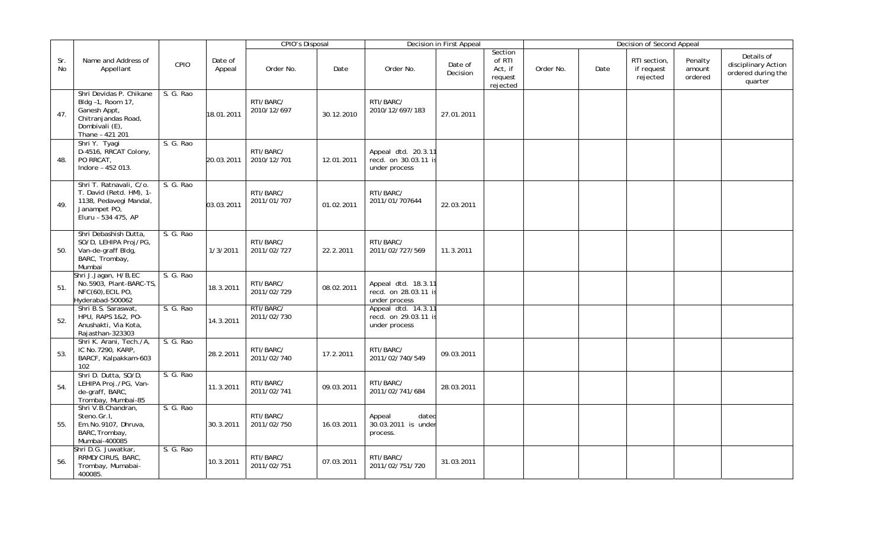| Sr. No | Name and Address of Appellant | CPIO | Date of Appeal | CPIO's Disposal | | Decision in First Appeal | | | Decision of Second Appeal | | | | |
|---|---|---|---|---|---|---|---|---|---|---|---|---|---|
| | | | | Order No. | Date | Order No. | Date of Decision | Section of RTI Act, if request rejected | Order No. | Date | RTI section, if request rejected | Penalty amount ordered | Details of disciplinary Action ordered during the quarter |
| 47. | Shri Devidas P. Chikane Bldg –1, Room 17, Ganesh Appt, Chitranjandas Road, Dombivali (E), Thane – 421 201 | S. G. Rao | 18.01.2011 | RTI/BARC/ 2010/12/697 | 30.12.2010 | RTI/BARC/ 2010/12/697/183 | 27.01.2011 | | | | | | |
| 48. | Shri Y. Tyagi D-4516, RRCAT Colony, PO RRCAT, Indore – 452 013. | S. G. Rao | 20.03.2011 | RTI/BARC/ 2010/12/701 | 12.01.2011 | Appeal dtd. 20.3.11 recd. on 30.03.11 is under process | | | | | | | |
| 49. | Shri T. Ratnavali, C/o. T. David (Retd. HM), 1-1138, Pedavegi Mandal, Janampet PO, Eluru – 534 475, AP | S. G. Rao | 03.03.2011 | RTI/BARC/ 2011/01/707 | 01.02.2011 | RTI/BARC/ 2011/01/707644 | 22.03.2011 | | | | | | |
| 50. | Shri Debashish Dutta, SO/D, LEHIPA Proj/PG, Van-de-graff Bldg, BARC, Trombay, Mumbai | S. G. Rao | 1/3/2011 | RTI/BARC/ 2011/02/727 | 22.2.2011 | RTI/BARC/ 2011/02/727/569 | 11.3.2011 | | | | | | |
| 51. | Shri J.Jagan, H/B,EC No.5903, Plant-BARC-TS, NFC(60),ECIL PO, Hyderabad-500062 | S. G. Rao | 18.3.2011 | RTI/BARC/ 2011/02/729 | 08.02.2011 | Appeal dtd. 18.3.11 recd. on 28.03.11 is under process | | | | | | | |
| 52. | Shri B.S. Saraswat, HPU, RAPS 1&2, PO-Anushakti, Via Kota, Rajasthan-323303 | S. G. Rao | 14.3.2011 | RTI/BARC/ 2011/02/730 | | Appeal dtd. 14.3.11 recd. on 29.03.11 is under process | | | | | | | |
| 53. | Shri K. Arani, Tech./A, IC No.7290, KARP, BARCF, Kalpakkam-603 102 | S. G. Rao | 28.2.2011 | RTI/BARC/ 2011/02/740 | 17.2.2011 | RTI/BARC/ 2011/02/740/549 | 09.03.2011 | | | | | | |
| 54. | Shri D. Dutta, SO/D, LEHIPA Proj./PG, Van-de-graff, BARC, Trombay, Mumbai-85 | S. G. Rao | 11.3.2011 | RTI/BARC/ 2011/02/741 | 09.03.2011 | RTI/BARC/ 2011/02/741/684 | 28.03.2011 | | | | | | |
| 55. | Shri V.B.Chandran, Steno.Gr.I, Em.No.9107, Dhruva, BARC,Trombay, Mumbai-400085 | S. G. Rao | 30.3.2011 | RTI/BARC/ 2011/02/750 | 16.03.2011 | Appeal dated 30.03.2011 is under process. | | | | | | | |
| 56. | Shri D.G. Juwatkar, RRMD/CIRUS, BARC, Trombay, Mumabai-400085. | S. G. Rao | 10.3.2011 | RTI/BARC/ 2011/02/751 | 07.03.2011 | RTI/BARC/ 2011/02/751/720 | 31.03.2011 | | | | | | |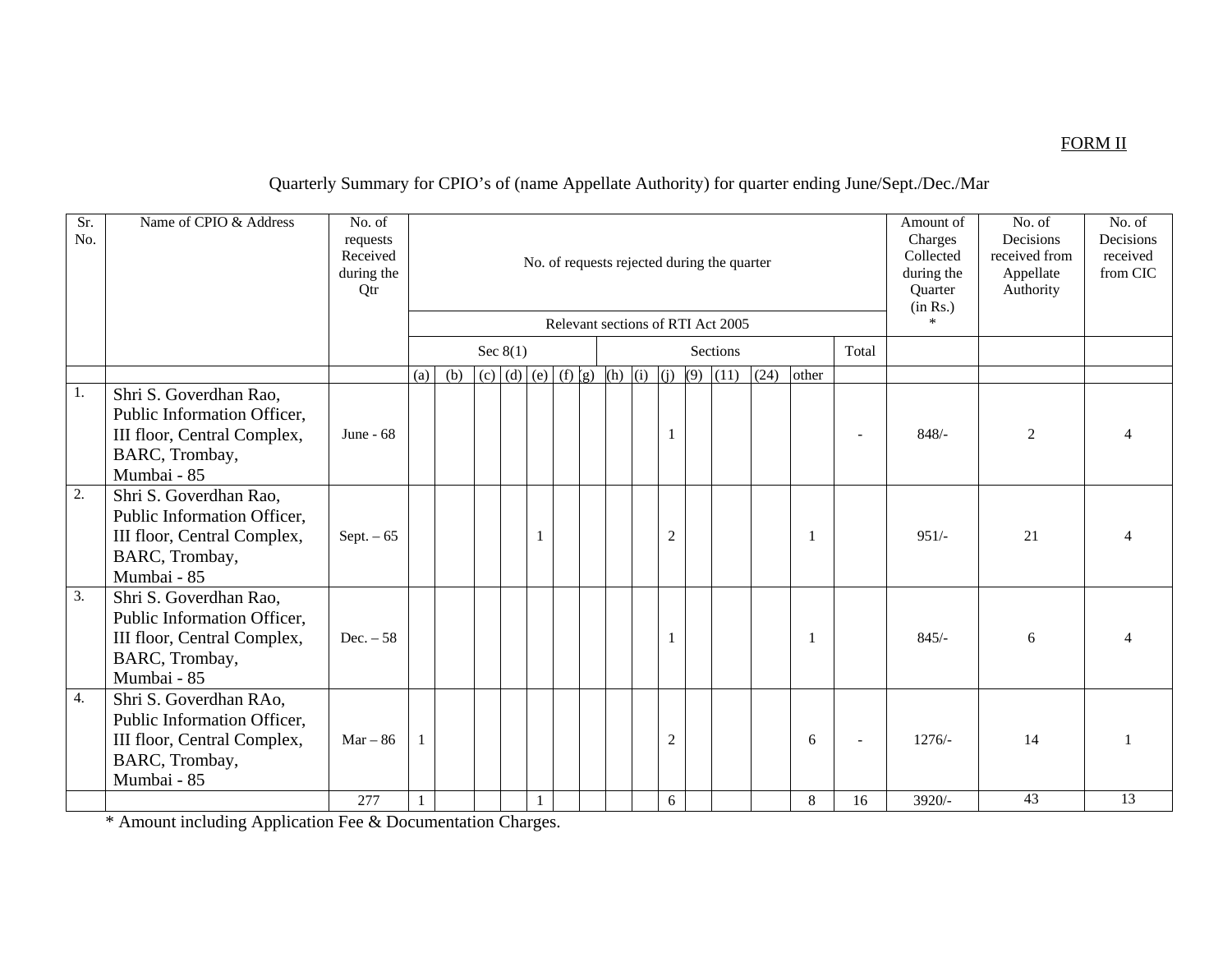FORM II

Quarterly Summary for CPIO's of (name Appellate Authority) for quarter ending June/Sept./Dec./Mar

| Sr. No. | Name of CPIO & Address | No. of requests Received during the Qtr | No. of requests rejected during the quarter | | | | | | | | | | | | | | | | Amount of Charges Collected during the Quarter (in Rs.) * | No. of Decisions received from Appellate Authority | No. of Decisions received from CIC |
|---|---|---|---|---|---|---|---|---|---|---|---|---|---|---|---|---|---|---|---|---|---|
| | | | Relevant sections of RTI Act 2005 | | | | | | | | | | | | | | | | | | |
| | | | Sec 8(1) | | | | | | | Sections | | | | | | | | Total | | | |
| | | | (a) | (b) | (c) | (d) | (e) | (f) | (g) | (h) | (i) | (j) | (9) | (11) | (24) | other | | | | | |
| 1. | Shri S. Goverdhan Rao, Public Information Officer, III floor, Central Complex, BARC, Trombay, Mumbai - 85 | June - 68 | | | | | | | | | | 1 | | | | | - | | 848/- | 2 | 4 |
| 2. | Shri S. Goverdhan Rao, Public Information Officer, III floor, Central Complex, BARC, Trombay, Mumbai - 85 | Sept. – 65 | | | | | 1 | | | | | 2 | | | | 1 | | | 951/- | 21 | 4 |
| 3. | Shri S. Goverdhan Rao, Public Information Officer, III floor, Central Complex, BARC, Trombay, Mumbai - 85 | Dec. – 58 | | | | | | | | | | 1 | | | | 1 | | | 845/- | 6 | 4 |
| 4. | Shri S. Goverdhan RAo, Public Information Officer, III floor, Central Complex, BARC, Trombay, Mumbai - 85 | Mar – 86 | 1 | | | | | | | | | 2 | | | | 6 | - | | 1276/- | 14 | 1 |
| | | 277 | 1 | | | | 1 | | | | | 6 | | | | 8 | 16 | | 3920/- | 43 | 13 |

\* Amount including Application Fee & Documentation Charges.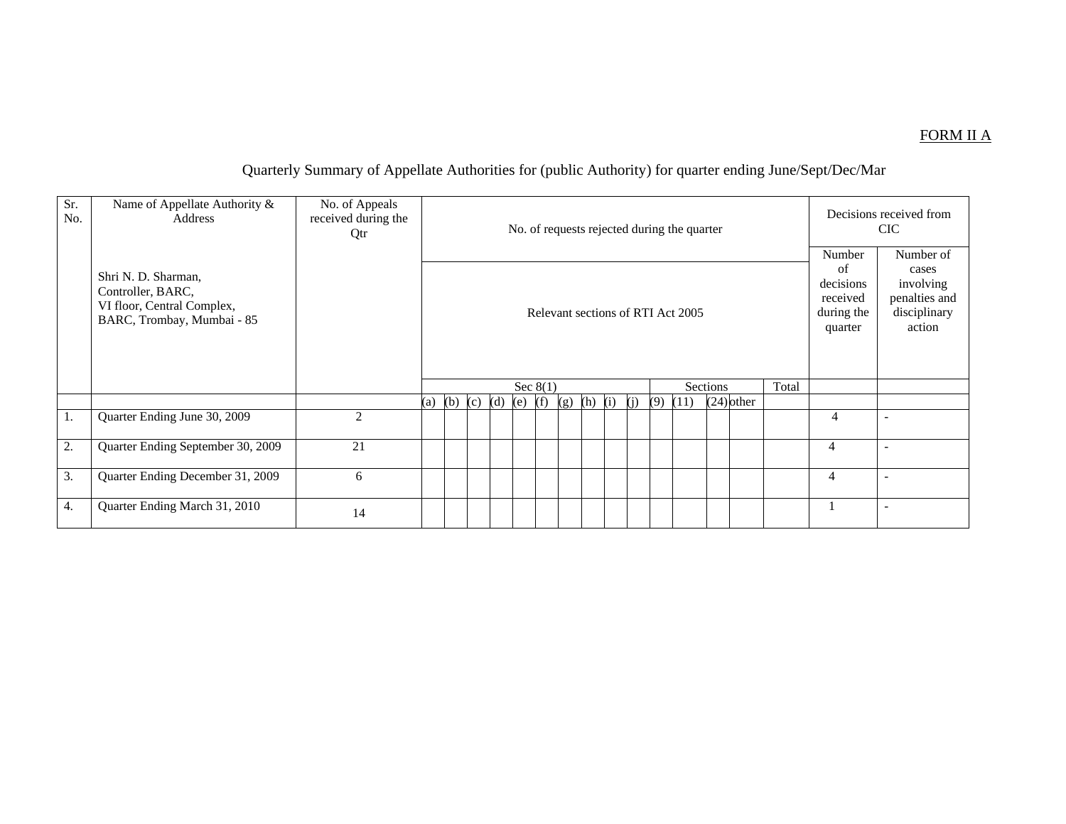FORM II A

Quarterly Summary of Appellate Authorities for (public Authority) for quarter ending June/Sept/Dec/Mar

| Sr. No. | Name of Appellate Authority & Address<br><br>Shri N. D. Sharman,<br>Controller, BARC,<br>VI floor, Central Complex,<br>BARC, Trombay, Mumbai - 85 | No. of Appeals received during the Qtr | No. of requests rejected during the quarter | | | | | | | | | | | | | | | Decisions received from CIC | |
|---|---|---|---|---|---|---|---|---|---|---|---|---|---|---|---|---|---|---|---|
| | | | Relevant sections of RTI Act 2005 | | | | | | | | | | | | | | | Number of decisions received during the quarter | Number of cases involving penalties and disciplinary action |
| | | | Sec 8(1) | | | | | | | | | | Sections | | | | Total | | |
| | | | (a) | (b) | (c) | (d) | (e) | (f) | (g) | (h) | (i) | (j) | (9) | (11) | (24) | other | | | |
| 1. | Quarter Ending June 30, 2009 | 2 | | | | | | | | | | | | | | | | 4 | - |
| 2. | Quarter Ending September 30, 2009 | 21 | | | | | | | | | | | | | | | | 4 | - |
| 3. | Quarter Ending December 31, 2009 | 6 | | | | | | | | | | | | | | | | 4 | - |
| 4. | Quarter Ending March 31, 2010 | 14 | | | | | | | | | | | | | | | | 1 | - |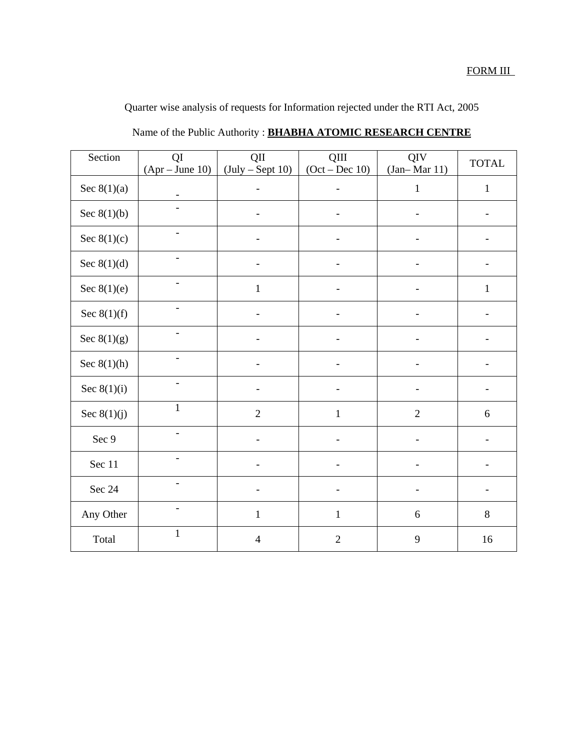FORM III

Quarter wise analysis of requests for Information rejected under the RTI Act, 2005

Name of the Public Authority : **BHABHA ATOMIC RESEARCH CENTRE**

| Section | QI (Apr – June 10) | QII (July – Sept 10) | QIII (Oct – Dec 10) | QIV (Jan– Mar 11) | TOTAL |
|---|---|---|---|---|---|
| Sec 8(1)(a) | - | - | - | 1 | 1 |
| Sec 8(1)(b) | - | - | - | - | - |
| Sec 8(1)(c) | - | - | - | - | - |
| Sec 8(1)(d) | - | - | - | - | - |
| Sec 8(1)(e) | - | 1 | - | - | 1 |
| Sec 8(1)(f) | - | - | - | - | - |
| Sec 8(1)(g) | - | - | - | - | - |
| Sec 8(1)(h) | - | - | - | - | - |
| Sec 8(1)(i) | - | - | - | - | - |
| Sec 8(1)(j) | 1 | 2 | 1 | 2 | 6 |
| Sec 9 | - | - | - | - | - |
| Sec 11 | - | - | - | - | - |
| Sec 24 | - | - | - | - | - |
| Any Other | - | 1 | 1 | 6 | 8 |
| Total | 1 | 4 | 2 | 9 | 16 |